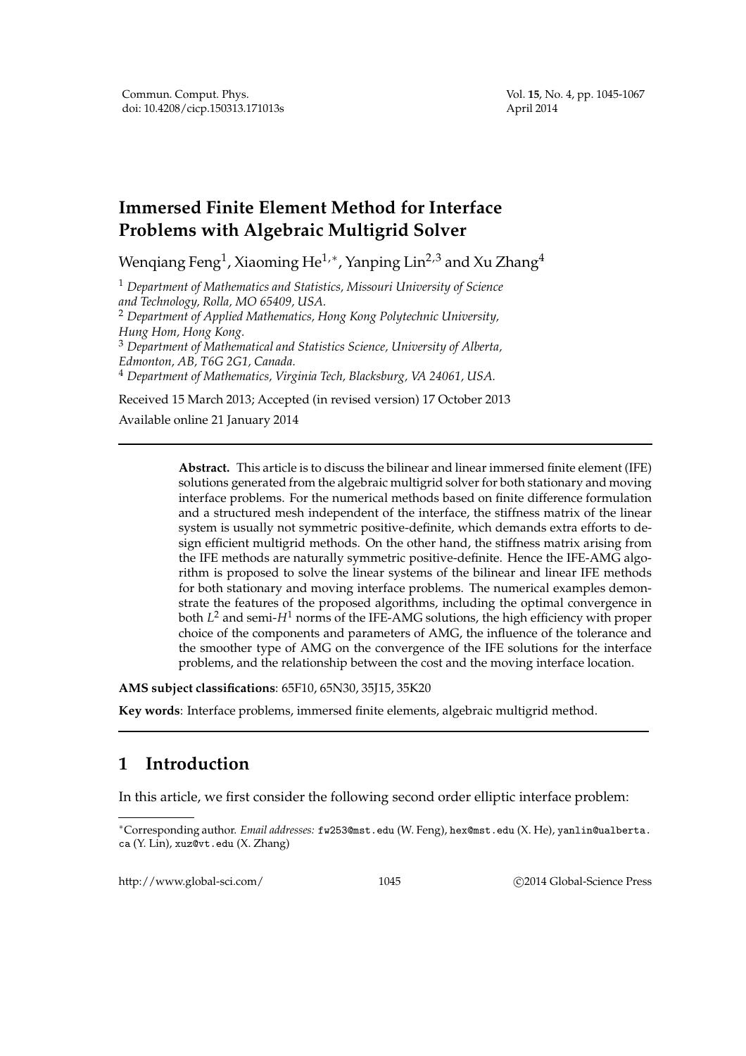Commun. Comput. Phys.
doi: 10.4208/cicp.150313.171013s

Vol. **15**, No. 4, pp. 1045-1067
April 2014

# Immersed Finite Element Method for Interface Problems with Algebraic Multigrid Solver

Wenqiang Feng[1], Xiaoming He[1,∗], Yanping Lin[2,3] and Xu Zhang[4]

[1] *Department of Mathematics and Statistics, Missouri University of Science and Technology, Rolla, MO 65409, USA.*
[2] *Department of Applied Mathematics, Hong Kong Polytechnic University, Hung Hom, Hong Kong.*
[3] *Department of Mathematical and Statistics Science, University of Alberta, Edmonton, AB, T6G 2G1, Canada.*
[4] *Department of Mathematics, Virginia Tech, Blacksburg, VA 24061, USA.*

Received 15 March 2013; Accepted (in revised version) 17 October 2013

Available online 21 January 2014

---

**Abstract.** This article is to discuss the bilinear and linear immersed finite element (IFE) solutions generated from the algebraic multigrid solver for both stationary and moving interface problems. For the numerical methods based on finite difference formulation and a structured mesh independent of the interface, the stiffness matrix of the linear system is usually not symmetric positive-definite, which demands extra efforts to design efficient multigrid methods. On the other hand, the stiffness matrix arising from the IFE methods are naturally symmetric positive-definite. Hence the IFE-AMG algorithm is proposed to solve the linear systems of the bilinear and linear IFE methods for both stationary and moving interface problems. The numerical examples demonstrate the features of the proposed algorithms, including the optimal convergence in both $L^2$ and semi-$H^1$ norms of the IFE-AMG solutions, the high efficiency with proper choice of the components and parameters of AMG, the influence of the tolerance and the smoother type of AMG on the convergence of the IFE solutions for the interface problems, and the relationship between the cost and the moving interface location.

**AMS subject classifications**: 65F10, 65N30, 35J15, 35K20

**Key words**: Interface problems, immersed finite elements, algebraic multigrid method.

---

## 1 Introduction

In this article, we first consider the following second order elliptic interface problem:

---

∗Corresponding author. *Email addresses:* fw253@mst.edu (W. Feng), hex@mst.edu (X. He), yanlin@ualberta.ca (Y. Lin), xuz@vt.edu (X. Zhang)

http://www.global-sci.com/ ©2014 Global-Science Press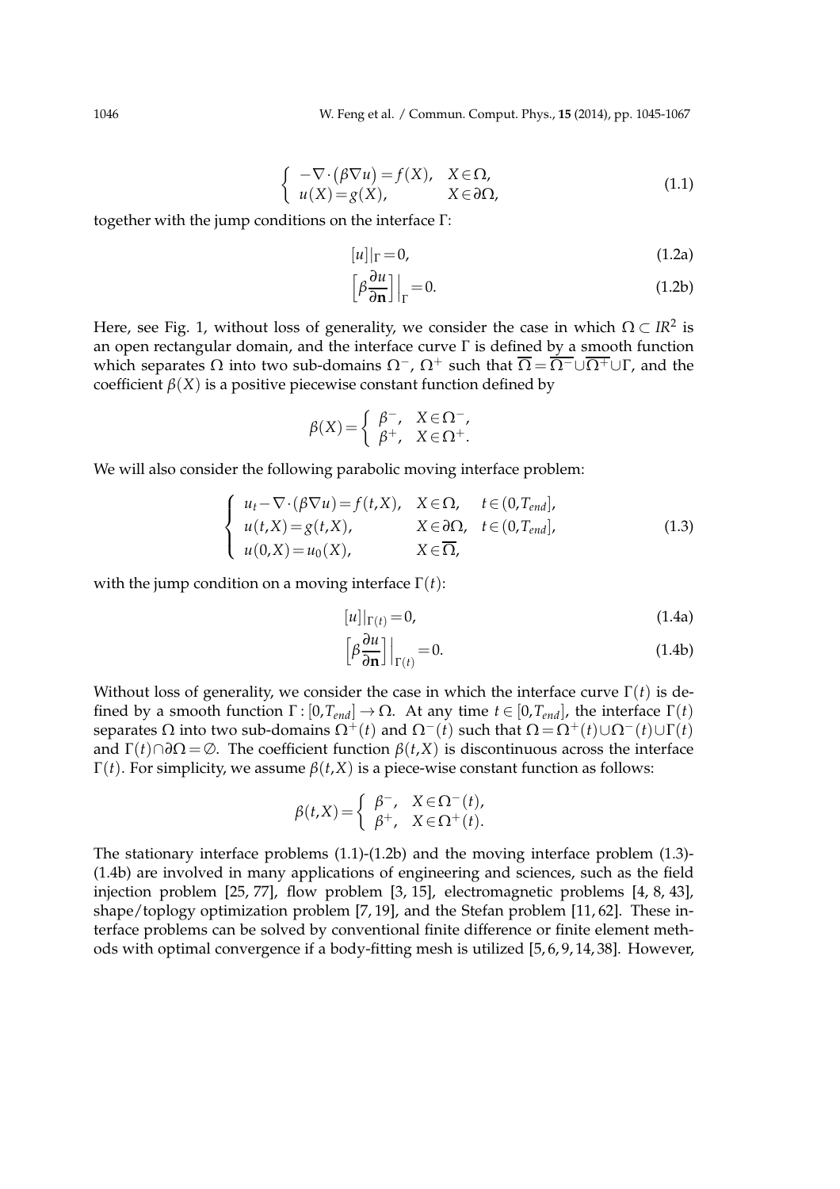$$
\begin{cases} -\nabla\cdot\big(\beta\nabla u\big)=f(X), & X\in\Omega, \\ u(X)=g(X), & X\in\partial\Omega, \end{cases} \tag{1.1}
$$

together with the jump conditions on the interface $\Gamma$:

$$
[u]|_\Gamma=0, \tag{1.2a}
$$

$$
\Big[\beta\frac{\partial u}{\partial \mathbf{n}}\Big]\Big|_\Gamma=0. \tag{1.2b}
$$

Here, see Fig. 1, without loss of generality, we consider the case in which $\Omega\subset IR^2$ is an open rectangular domain, and the interface curve $\Gamma$ is defined by a smooth function which separates $\Omega$ into two sub-domains $\Omega^-$, $\Omega^+$ such that $\overline{\Omega}=\overline{\Omega^-}\cup\overline{\Omega^+}\cup\Gamma$, and the coefficient $\beta(X)$ is a positive piecewise constant function defined by

$$
\beta(X)=\begin{cases} \beta^-, & X\in\Omega^-, \\ \beta^+, & X\in\Omega^+. \end{cases}
$$

We will also consider the following parabolic moving interface problem:

$$
\begin{cases} u_t-\nabla\cdot(\beta\nabla u)=f(t,X), & X\in\Omega, \quad t\in(0,T_{end}], \\ u(t,X)=g(t,X), & X\in\partial\Omega, \quad t\in(0,T_{end}], \\ u(0,X)=u_0(X), & X\in\overline{\Omega}, \end{cases} \tag{1.3}
$$

with the jump condition on a moving interface $\Gamma(t)$:

$$
[u]|_{\Gamma(t)}=0, \tag{1.4a}
$$

$$
\Big[\beta\frac{\partial u}{\partial \mathbf{n}}\Big]\Big|_{\Gamma(t)}=0. \tag{1.4b}
$$

Without loss of generality, we consider the case in which the interface curve $\Gamma(t)$ is defined by a smooth function $\Gamma:[0,T_{end}]\to\Omega$. At any time $t\in[0,T_{end}]$, the interface $\Gamma(t)$ separates $\Omega$ into two sub-domains $\Omega^+(t)$ and $\Omega^-(t)$ such that $\Omega=\Omega^+(t)\cup\Omega^-(t)\cup\Gamma(t)$ and $\Gamma(t)\cap\partial\Omega=\emptyset$. The coefficient function $\beta(t,X)$ is discontinuous across the interface $\Gamma(t)$. For simplicity, we assume $\beta(t,X)$ is a piece-wise constant function as follows:

$$
\beta(t,X)=\begin{cases} \beta^-, & X\in\Omega^-(t), \\ \beta^+, & X\in\Omega^+(t). \end{cases}
$$

The stationary interface problems (1.1)-(1.2b) and the moving interface problem (1.3)-(1.4b) are involved in many applications of engineering and sciences, such as the field injection problem [25, 77], flow problem [3, 15], electromagnetic problems [4, 8, 43], shape/toplogy optimization problem [7, 19], and the Stefan problem [11, 62]. These interface problems can be solved by conventional finite difference or finite element methods with optimal convergence if a body-fitting mesh is utilized [5, 6, 9, 14, 38]. However,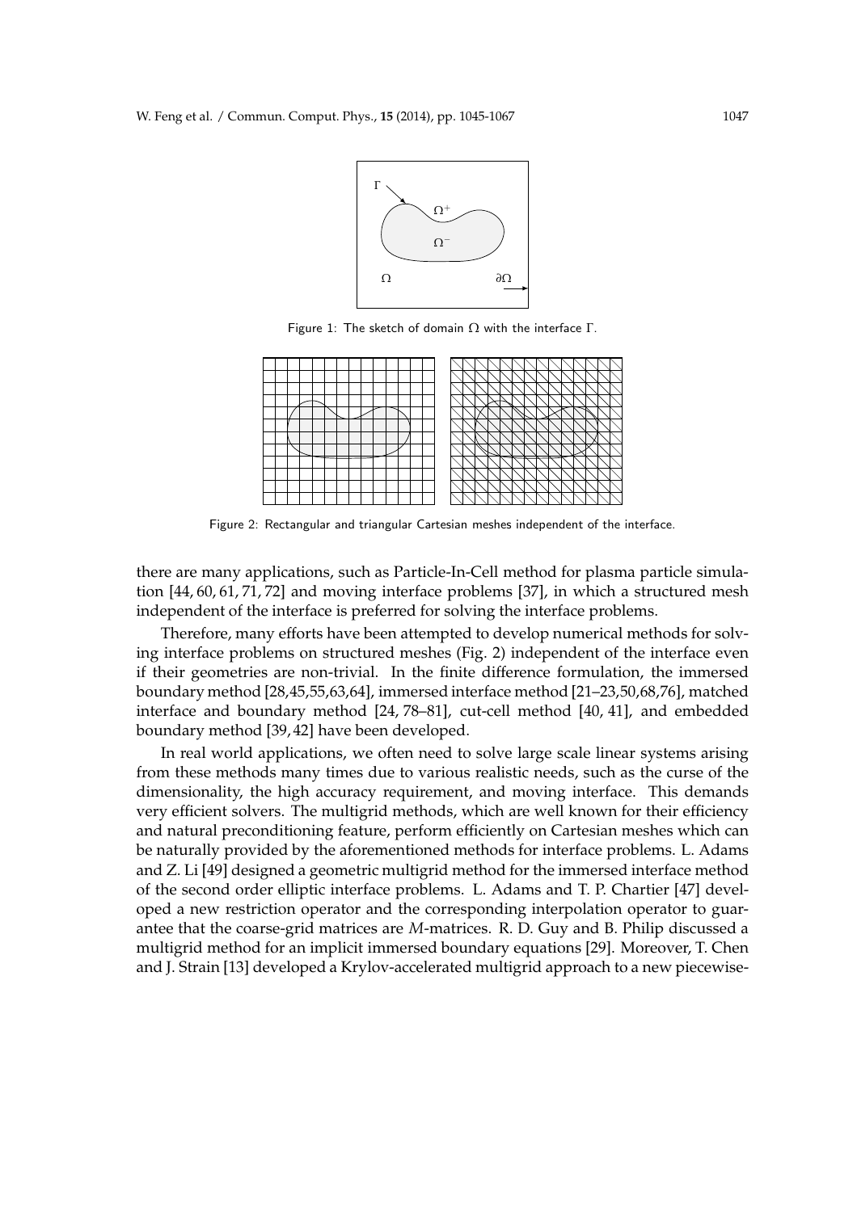Figure 1: The sketch of domain $\Omega$ with the interface $\Gamma$.

Figure 2: Rectangular and triangular Cartesian meshes independent of the interface.

there are many applications, such as Particle-In-Cell method for plasma particle simulation [44, 60, 61, 71, 72] and moving interface problems [37], in which a structured mesh independent of the interface is preferred for solving the interface problems.

Therefore, many efforts have been attempted to develop numerical methods for solving interface problems on structured meshes (Fig. 2) independent of the interface even if their geometries are non-trivial. In the finite difference formulation, the immersed boundary method [28,45,55,63,64], immersed interface method [21–23,50,68,76], matched interface and boundary method [24, 78–81], cut-cell method [40, 41], and embedded boundary method [39, 42] have been developed.

In real world applications, we often need to solve large scale linear systems arising from these methods many times due to various realistic needs, such as the curse of the dimensionality, the high accuracy requirement, and moving interface. This demands very efficient solvers. The multigrid methods, which are well known for their efficiency and natural preconditioning feature, perform efficiently on Cartesian meshes which can be naturally provided by the aforementioned methods for interface problems. L. Adams and Z. Li [49] designed a geometric multigrid method for the immersed interface method of the second order elliptic interface problems. L. Adams and T. P. Chartier [47] developed a new restriction operator and the corresponding interpolation operator to guarantee that the coarse-grid matrices are *M*-matrices. R. D. Guy and B. Philip discussed a multigrid method for an implicit immersed boundary equations [29]. Moreover, T. Chen and J. Strain [13] developed a Krylov-accelerated multigrid approach to a new piecewise-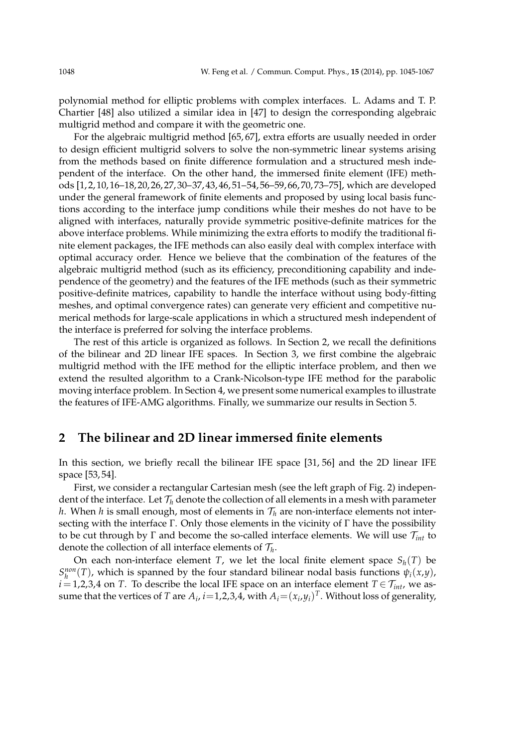polynomial method for elliptic problems with complex interfaces. L. Adams and T. P. Chartier [48] also utilized a similar idea in [47] to design the corresponding algebraic multigrid method and compare it with the geometric one.

For the algebraic multigrid method [65, 67], extra efforts are usually needed in order to design efficient multigrid solvers to solve the non-symmetric linear systems arising from the methods based on finite difference formulation and a structured mesh independent of the interface. On the other hand, the immersed finite element (IFE) methods [1, 2, 10, 16–18, 20, 26, 27, 30–37, 43, 46, 51–54, 56–59, 66, 70, 73–75], which are developed under the general framework of finite elements and proposed by using local basis functions according to the interface jump conditions while their meshes do not have to be aligned with interfaces, naturally provide symmetric positive-definite matrices for the above interface problems. While minimizing the extra efforts to modify the traditional finite element packages, the IFE methods can also easily deal with complex interface with optimal accuracy order. Hence we believe that the combination of the features of the algebraic multigrid method (such as its efficiency, preconditioning capability and independence of the geometry) and the features of the IFE methods (such as their symmetric positive-definite matrices, capability to handle the interface without using body-fitting meshes, and optimal convergence rates) can generate very efficient and competitive numerical methods for large-scale applications in which a structured mesh independent of the interface is preferred for solving the interface problems.

The rest of this article is organized as follows. In Section 2, we recall the definitions of the bilinear and 2D linear IFE spaces. In Section 3, we first combine the algebraic multigrid method with the IFE method for the elliptic interface problem, and then we extend the resulted algorithm to a Crank-Nicolson-type IFE method for the parabolic moving interface problem. In Section 4, we present some numerical examples to illustrate the features of IFE-AMG algorithms. Finally, we summarize our results in Section 5.

## 2 The bilinear and 2D linear immersed finite elements

In this section, we briefly recall the bilinear IFE space [31, 56] and the 2D linear IFE space [53, 54].

First, we consider a rectangular Cartesian mesh (see the left graph of Fig. 2) independent of the interface. Let $\mathcal{T}_h$ denote the collection of all elements in a mesh with parameter $h$. When $h$ is small enough, most of elements in $\mathcal{T}_h$ are non-interface elements not intersecting with the interface $\Gamma$. Only those elements in the vicinity of $\Gamma$ have the possibility to be cut through by $\Gamma$ and become the so-called interface elements. We will use $\mathcal{T}_{int}$ to denote the collection of all interface elements of $\mathcal{T}_h$.

On each non-interface element $T$, we let the local finite element space $S_h(T)$ be $S_h^{non}(T)$, which is spanned by the four standard bilinear nodal basis functions $\psi_i(x,y)$, $i=1,2,3,4$ on $T$. To describe the local IFE space on an interface element $T\in\mathcal{T}_{int}$, we assume that the vertices of $T$ are $A_i$, $i=1,2,3,4$, with $A_i=(x_i,y_i)^T$. Without loss of generality,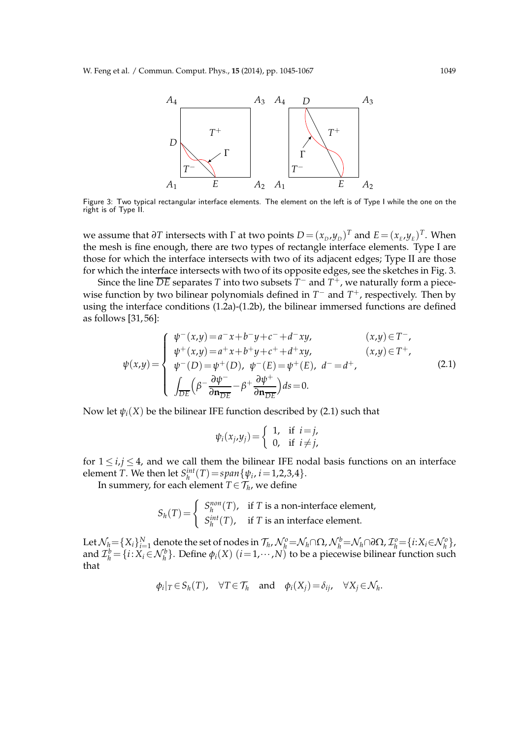Figure 3: Two typical rectangular interface elements. The element on the left is of Type I while the one on the right is of Type II.

we assume that $\partial T$ intersects with $\Gamma$ at two points $D=(x_D,y_D)^T$ and $E=(x_E,y_E)^T$. When the mesh is fine enough, there are two types of rectangle interface elements. Type I are those for which the interface intersects with two of its adjacent edges; Type II are those for which the interface intersects with two of its opposite edges, see the sketches in Fig. 3.

Since the line $\overline{DE}$ separates $T$ into two subsets $T^-$ and $T^+$, we naturally form a piecewise function by two bilinear polynomials defined in $T^-$ and $T^+$, respectively. Then by using the interface conditions (1.2a)-(1.2b), the bilinear immersed functions are defined as follows [31,56]:

$$
\psi(x,y)=\begin{cases}
\psi^-(x,y)=a^-x+b^-y+c^-+d^-xy, & (x,y)\in T^-,\\
\psi^+(x,y)=a^+x+b^+y+c^++d^+xy, & (x,y)\in T^+,\\
\psi^-(D)=\psi^+(D),\ \ \psi^-(E)=\psi^+(E),\ \ d^-=d^+, & \\
\displaystyle\int_{\overline{DE}}\Big(\beta^-\frac{\partial\psi^-}{\partial\mathbf{n}_{\overline{DE}}}-\beta^+\frac{\partial\psi^+}{\partial\mathbf{n}_{\overline{DE}}}\Big)ds=0. &
\end{cases}
\tag{2.1}
$$

Now let $\psi_i(X)$ be the bilinear IFE function described by (2.1) such that

$$
\psi_i(x_j,y_j)=\begin{cases} 1, & \text{if } i=j,\\ 0, & \text{if } i\neq j,\end{cases}
$$

for $1\le i,j\le 4$, and we call them the bilinear IFE nodal basis functions on an interface element $T$. We then let $S_h^{int}(T)=span\{\psi_i,\, i=1,2,3,4\}$.

In summery, for each element $T\in\mathcal{T}_h$, we define

$$
S_h(T)=\begin{cases} S_h^{non}(T), & \text{if } T \text{ is a non-interface element},\\ S_h^{int}(T), & \text{if } T \text{ is an interface element}.\end{cases}
$$

Let $\mathcal{N}_h=\{X_i\}_{i=1}^N$ denote the set of nodes in $\mathcal{T}_h$, $\mathcal{N}_h^o=\mathcal{N}_h\cap\Omega$, $\mathcal{N}_h^b=\mathcal{N}_h\cap\partial\Omega$, $\mathcal{I}_h^o=\{i\!:\!X_i\in\mathcal{N}_h^o\}$, and $\mathcal{I}_h^b=\{i\!:\!X_i\in\mathcal{N}_h^b\}$. Define $\phi_i(X)$ $(i=1,\cdots,N)$ to be a piecewise bilinear function such that

$$
\phi_i|_T\in S_h(T),\quad \forall T\in\mathcal{T}_h \quad\text{and}\quad \phi_i(X_j)=\delta_{ij},\quad \forall X_j\in\mathcal{N}_h.
$$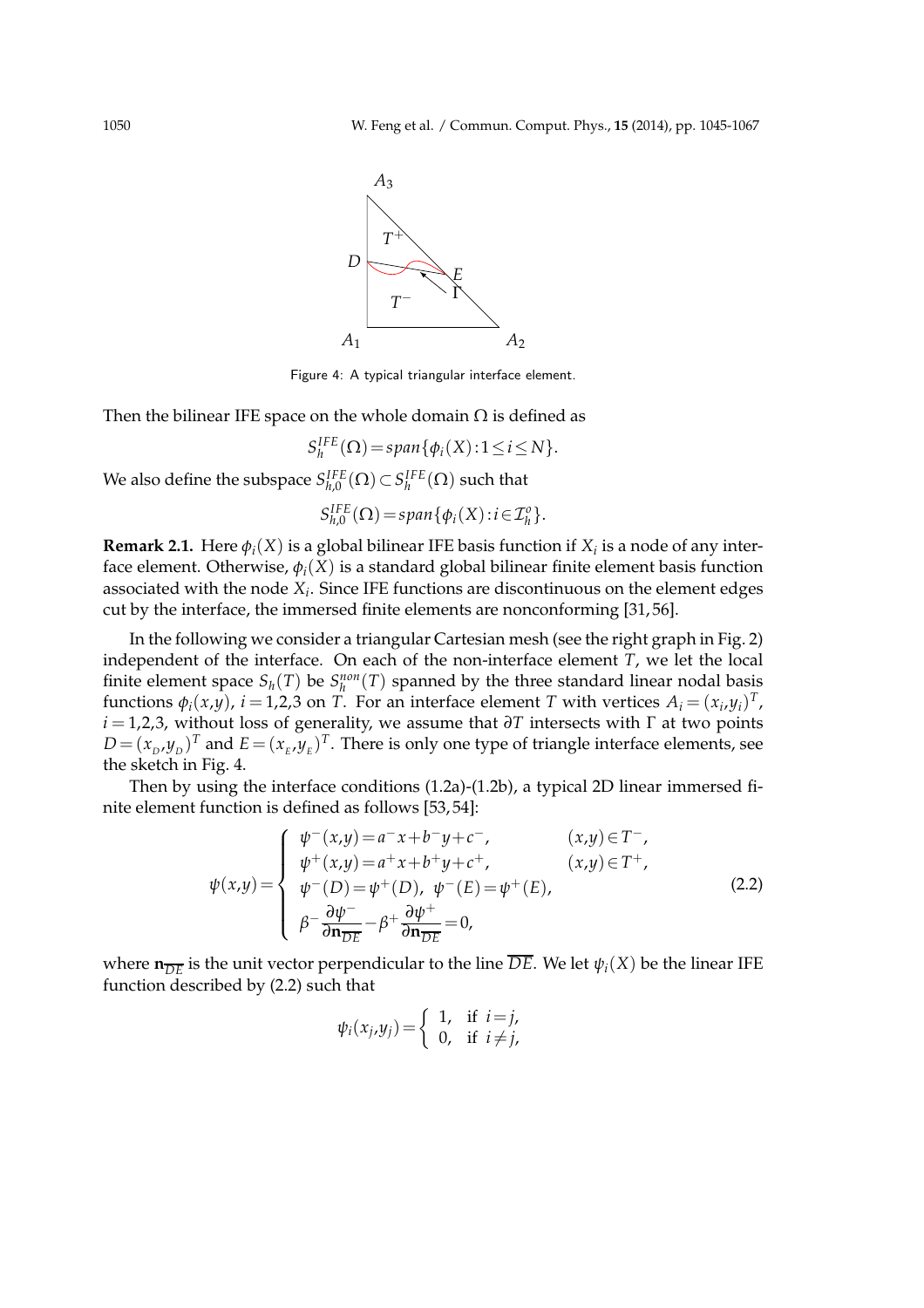Figure 4: A typical triangular interface element.

Then the bilinear IFE space on the whole domain $\Omega$ is defined as

$$S_h^{IFE}(\Omega) = span\{\phi_i(X) : 1 \le i \le N\}.$$

We also define the subspace $S_{h,0}^{IFE}(\Omega) \subset S_h^{IFE}(\Omega)$ such that

$$S_{h,0}^{IFE}(\Omega) = span\{\phi_i(X) : i \in \mathcal{I}_h^o\}.$$

**Remark 2.1.** Here $\phi_i(X)$ is a global bilinear IFE basis function if $X_i$ is a node of any interface element. Otherwise, $\phi_i(X)$ is a standard global bilinear finite element basis function associated with the node $X_i$. Since IFE functions are discontinuous on the element edges cut by the interface, the immersed finite elements are nonconforming [31, 56].

In the following we consider a triangular Cartesian mesh (see the right graph in Fig. 2) independent of the interface. On each of the non-interface element $T$, we let the local finite element space $S_h(T)$ be $S_h^{non}(T)$ spanned by the three standard linear nodal basis functions $\phi_i(x,y)$, $i = 1,2,3$ on $T$. For an interface element $T$ with vertices $A_i = (x_i, y_i)^T$, $i = 1,2,3$, without loss of generality, we assume that $\partial T$ intersects with $\Gamma$ at two points $D = (x_D, y_D)^T$ and $E = (x_E, y_E)^T$. There is only one type of triangle interface elements, see the sketch in Fig. 4.

Then by using the interface conditions (1.2a)-(1.2b), a typical 2D linear immersed finite element function is defined as follows [53, 54]:

$$\psi(x,y) = \begin{cases} \psi^-(x,y) = a^- x + b^- y + c^-, & (x,y) \in T^-, \\ \psi^+(x,y) = a^+ x + b^+ y + c^+, & (x,y) \in T^+, \\ \psi^-(D) = \psi^+(D), \;\; \psi^-(E) = \psi^+(E), & \\ \beta^- \dfrac{\partial \psi^-}{\partial \mathbf{n}_{\overline{DE}}} - \beta^+ \dfrac{\partial \psi^+}{\partial \mathbf{n}_{\overline{DE}}} = 0, & \end{cases} \tag{2.2}$$

where $\mathbf{n}_{\overline{DE}}$ is the unit vector perpendicular to the line $\overline{DE}$. We let $\psi_i(X)$ be the linear IFE function described by (2.2) such that

$$\psi_i(x_j, y_j) = \begin{cases} 1, & \text{if } i = j, \\ 0, & \text{if } i \neq j, \end{cases}$$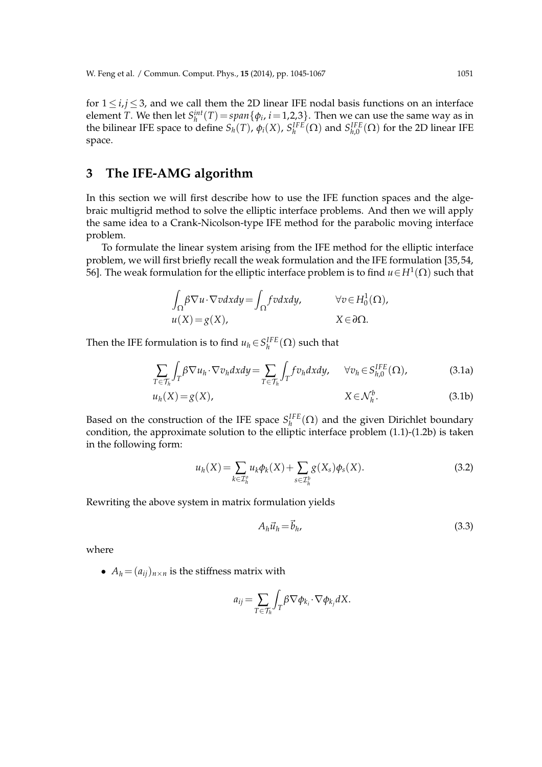for $1 \leq i,j \leq 3$, and we call them the 2D linear IFE nodal basis functions on an interface element $T$. We then let $S_h^{int}(T) = span\{\phi_i, i=1,2,3\}$. Then we can use the same way as in the bilinear IFE space to define $S_h(T)$, $\phi_i(X)$, $S_h^{IFE}(\Omega)$ and $S_{h,0}^{IFE}(\Omega)$ for the 2D linear IFE space.

## 3 The IFE-AMG algorithm

In this section we will first describe how to use the IFE function spaces and the algebraic multigrid method to solve the elliptic interface problems. And then we will apply the same idea to a Crank-Nicolson-type IFE method for the parabolic moving interface problem.

To formulate the linear system arising from the IFE method for the elliptic interface problem, we will first briefly recall the weak formulation and the IFE formulation [35,54,56]. The weak formulation for the elliptic interface problem is to find $u \in H^1(\Omega)$ such that

$$
\begin{aligned}
&\int_\Omega \beta \nabla u \cdot \nabla v dxdy = \int_\Omega f v dxdy, && \forall v \in H_0^1(\Omega),\\
&u(X) = g(X), && X \in \partial\Omega.
\end{aligned}
$$

Then the IFE formulation is to find $u_h \in S_h^{IFE}(\Omega)$ such that

$$
\sum_{T\in\mathcal{T}_h}\int_T \beta \nabla u_h \cdot \nabla v_h dxdy = \sum_{T\in\mathcal{T}_h}\int_T f v_h dxdy, \qquad \forall v_h \in S_{h,0}^{IFE}(\Omega), \tag{3.1a}
$$

$$
u_h(X) = g(X), \qquad X \in \mathcal{N}_h^b. \tag{3.1b}
$$

Based on the construction of the IFE space $S_h^{IFE}(\Omega)$ and the given Dirichlet boundary condition, the approximate solution to the elliptic interface problem (1.1)-(1.2b) is taken in the following form:

$$
u_h(X) = \sum_{k\in\mathcal{I}_h^o} u_k \phi_k(X) + \sum_{s\in\mathcal{I}_h^b} g(X_s)\phi_s(X). \tag{3.2}
$$

Rewriting the above system in matrix formulation yields

$$
A_h \vec{u}_h = \vec{b}_h, \tag{3.3}
$$

where

- $A_h = (a_{ij})_{n\times n}$ is the stiffness matrix with

$$
a_{ij} = \sum_{T\in\mathcal{T}_h}\int_T \beta \nabla\phi_{k_i}\cdot\nabla\phi_{k_j} dX.
$$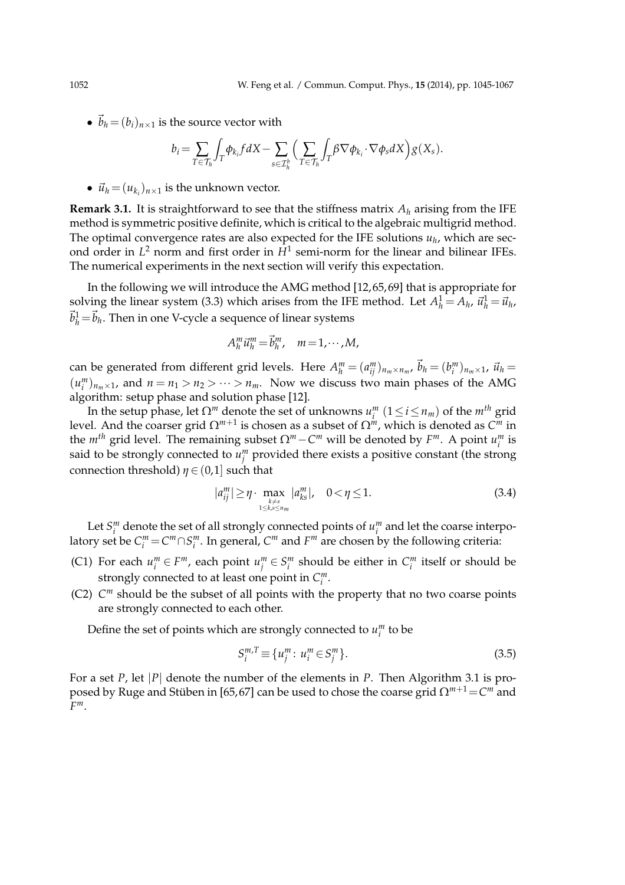- $\vec{b}_h = (b_i)_{n\times 1}$ is the source vector with

$$b_i = \sum_{T\in\mathcal{T}_h}\int_T \phi_{k_i} f dX - \sum_{s\in\mathcal{I}_h^b}\Big(\sum_{T\in\mathcal{T}_h}\int_T \beta\nabla\phi_{k_i}\cdot\nabla\phi_s dX\Big) g(X_s).$$

- $\vec{u}_h = (u_{k_i})_{n\times 1}$ is the unknown vector.

**Remark 3.1.** It is straightforward to see that the stiffness matrix $A_h$ arising from the IFE method is symmetric positive definite, which is critical to the algebraic multigrid method. The optimal convergence rates are also expected for the IFE solutions $u_h$, which are second order in $L^2$ norm and first order in $H^1$ semi-norm for the linear and bilinear IFEs. The numerical experiments in the next section will verify this expectation.

In the following we will introduce the AMG method [12,65,69] that is appropriate for solving the linear system (3.3) which arises from the IFE method. Let $A_h^1 = A_h$, $\vec{u}_h^1 = \vec{u}_h$, $\vec{b}_h^1 = \vec{b}_h$. Then in one V-cycle a sequence of linear systems

$$A_h^m \vec{u}_h^m = \vec{b}_h^m, \quad m = 1,\cdots,M,$$

can be generated from different grid levels. Here $A_h^m = (a_{ij}^m)_{n_m\times n_m}$, $\vec{b}_h = (b_i^m)_{n_m\times 1}$, $\vec{u}_h = (u_i^m)_{n_m\times 1}$, and $n = n_1 > n_2 > \cdots > n_m$. Now we discuss two main phases of the AMG algorithm: setup phase and solution phase [12].

In the setup phase, let $\Omega^m$ denote the set of unknowns $u_i^m$ $(1\le i\le n_m)$ of the $m^{th}$ grid level. And the coarser grid $\Omega^{m+1}$ is chosen as a subset of $\Omega^m$, which is denoted as $C^m$ in the $m^{th}$ grid level. The remaining subset $\Omega^m - C^m$ will be denoted by $F^m$. A point $u_i^m$ is said to be strongly connected to $u_j^m$ provided there exists a positive constant (the strong connection threshold) $\eta\in(0,1]$ such that

$$|a_{ij}^m| \ge \eta\cdot \max_{\substack{k\neq s\\ 1\le k,s\le n_m}} |a_{ks}^m|, \quad 0<\eta\le 1. \tag{3.4}$$

Let $S_i^m$ denote the set of all strongly connected points of $u_i^m$ and let the coarse interpolatory set be $C_i^m = C^m \cap S_i^m$. In general, $C^m$ and $F^m$ are chosen by the following criteria:

(C1) For each $u_i^m \in F^m$, each point $u_j^m \in S_i^m$ should be either in $C_i^m$ itself or should be strongly connected to at least one point in $C_i^m$.

(C2) $C^m$ should be the subset of all points with the property that no two coarse points are strongly connected to each other.

Define the set of points which are strongly connected to $u_i^m$ to be

$$S_i^{m,T} \equiv \{u_j^m : u_i^m \in S_j^m\}. \tag{3.5}$$

For a set $P$, let $|P|$ denote the number of the elements in $P$. Then Algorithm 3.1 is proposed by Ruge and Stüben in [65,67] can be used to chose the coarse grid $\Omega^{m+1} = C^m$ and $F^m$.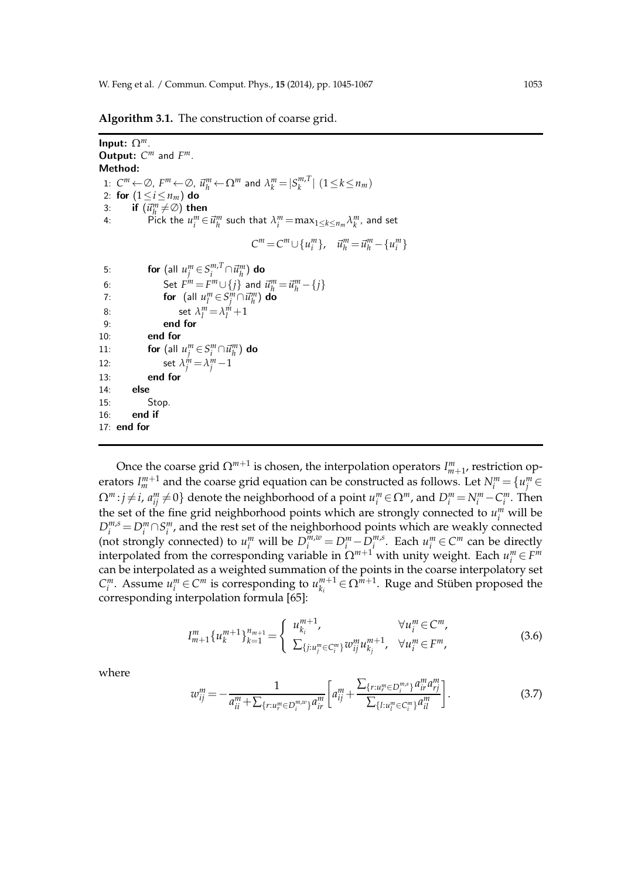**Algorithm 3.1.** The construction of coarse grid.

```
Input: Ω^m.
Output: C^m and F^m.
Method:
 1: C^m ← ∅, F^m ← ∅, u⃗_h^m ← Ω^m and λ_k^m = |S_k^{m,T}| (1 ≤ k ≤ n_m)
 2: for (1 ≤ i ≤ n_m) do
 3:     if (u⃗_h^m ≠ ∅) then
 4:         Pick the u_i^m ∈ u⃗_h^m such that λ_i^m = max_{1≤k≤n_m} λ_k^m, and set
                    C^m = C^m ∪ {u_i^m},   u⃗_h^m = u⃗_h^m − {u_i^m}
 5:         for (all u_j^m ∈ S_i^{m,T} ∩ u⃗_h^m) do
 6:             Set F^m = F^m ∪ {j} and u⃗_h^m = u⃗_h^m − {j}
 7:             for (all u_l^m ∈ S_j^m ∩ u⃗_h^m) do
 8:                 set λ_l^m = λ_l^m + 1
 9:             end for
10:         end for
11:         for (all u_j^m ∈ S_i^m ∩ u⃗_h^m) do
12:             set λ_j^m = λ_j^m − 1
13:         end for
14:     else
15:         Stop.
16:     end if
17: end for
```

Once the coarse grid $\Omega^{m+1}$ is chosen, the interpolation operators $I_{m+1}^m$, restriction operators $I_m^{m+1}$ and the coarse grid equation can be constructed as follows. Let $N_i^m = \{u_j^m \in \Omega^m : j \neq i,\ a_{ij}^m \neq 0\}$ denote the neighborhood of a point $u_i^m \in \Omega^m$, and $D_i^m = N_i^m - C_i^m$. Then the set of the fine grid neighborhood points which are strongly connected to $u_i^m$ will be $D_i^{m,s} = D_i^m \cap S_i^m$, and the rest set of the neighborhood points which are weakly connected (not strongly connected) to $u_i^m$ will be $D_i^{m,w} = D_i^m - D_i^{m,s}$. Each $u_i^m \in C^m$ can be directly interpolated from the corresponding variable in $\Omega^{m+1}$ with unity weight. Each $u_i^m \in F^m$ can be interpolated as a weighted summation of the points in the coarse interpolatory set $C_i^m$. Assume $u_i^m \in C^m$ is corresponding to $u_{k_i}^{m+1} \in \Omega^{m+1}$. Ruge and Stüben proposed the corresponding interpolation formula [65]:

$$I_{m+1}^m \{u_k^{m+1}\}_{k=1}^{n_{m+1}} = \begin{cases} u_{k_i}^{m+1}, & \forall u_i^m \in C^m, \\ \sum_{\{j: u_j^m \in C_i^m\}} w_{ij}^m u_{k_j}^{m+1}, & \forall u_i^m \in F^m, \end{cases} \tag{3.6}$$

where

$$w_{ij}^m = -\frac{1}{a_{ii}^m + \sum_{\{r: u_r^m \in D_i^{m,w}\}} a_{ir}^m} \left[ a_{ij}^m + \frac{\sum_{\{r: u_r^m \in D_i^{m,s}\}} a_{ir}^m a_{rj}^m}{\sum_{\{l: u_l^m \in C_i^m\}} a_{il}^m} \right]. \tag{3.7}$$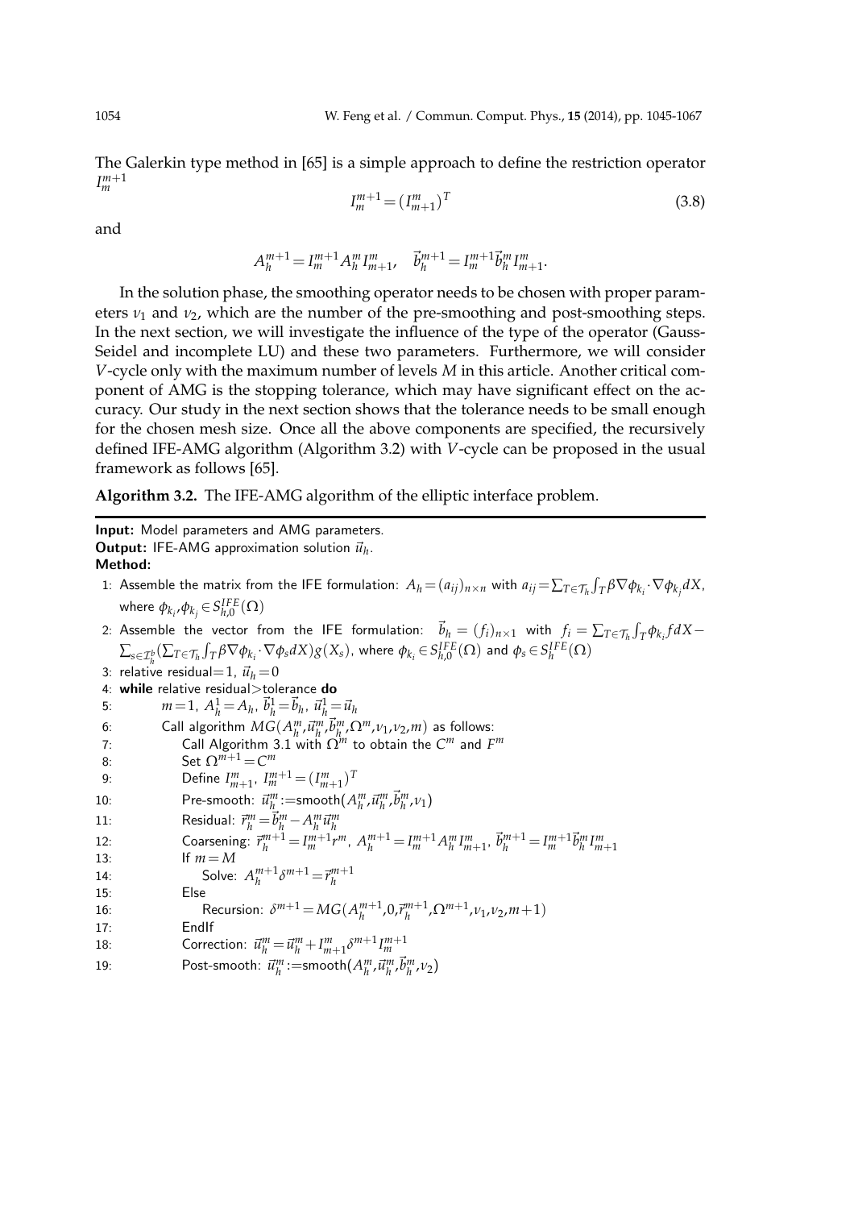The Galerkin type method in [65] is a simple approach to define the restriction operator $I_m^{m+1}$

$$I_m^{m+1} = (I_{m+1}^m)^T \tag{3.8}$$

and

$$A_h^{m+1} = I_m^{m+1} A_h^m I_{m+1}^m, \quad \vec{b}_h^{m+1} = I_m^{m+1} \vec{b}_h^m I_{m+1}^m.$$

In the solution phase, the smoothing operator needs to be chosen with proper parameters $\nu_1$ and $\nu_2$, which are the number of the pre-smoothing and post-smoothing steps. In the next section, we will investigate the influence of the type of the operator (Gauss-Seidel and incomplete LU) and these two parameters. Furthermore, we will consider $V$-cycle only with the maximum number of levels $M$ in this article. Another critical component of AMG is the stopping tolerance, which may have significant effect on the accuracy. Our study in the next section shows that the tolerance needs to be small enough for the chosen mesh size. Once all the above components are specified, the recursively defined IFE-AMG algorithm (Algorithm 3.2) with $V$-cycle can be proposed in the usual framework as follows [65].

**Algorithm 3.2.** The IFE-AMG algorithm of the elliptic interface problem.

---

**Input:** Model parameters and AMG parameters.
**Output:** IFE-AMG approximation solution $\vec{u}_h$.
**Method:**

1: Assemble the matrix from the IFE formulation: $A_h = (a_{ij})_{n\times n}$ with $a_{ij} = \sum_{T\in\mathcal{T}_h}\int_T \beta\nabla\phi_{k_i}\cdot\nabla\phi_{k_j}dX$, where $\phi_{k_i},\phi_{k_j}\in S_{h,0}^{IFE}(\Omega)$

2: Assemble the vector from the IFE formulation: $\vec{b}_h = (f_i)_{n\times 1}$ with $f_i = \sum_{T\in\mathcal{T}_h}\int_T \phi_{k_i} f dX - \sum_{s\in\mathcal{I}_h^b}(\sum_{T\in\mathcal{T}_h}\int_T \beta\nabla\phi_{k_i}\cdot\nabla\phi_s dX)g(X_s)$, where $\phi_{k_i}\in S_{h,0}^{IFE}(\Omega)$ and $\phi_s\in S_h^{IFE}(\Omega)$

3: relative residual$=1$, $\vec{u}_h = 0$

4: **while** relative residual$>$tolerance **do**

5: $\quad m=1$, $A_h^1 = A_h$, $\vec{b}_h^1 = \vec{b}_h$, $\vec{u}_h^1 = \vec{u}_h$

6: $\quad$ Call algorithm $MG(A_h^m, \vec{u}_h^m, \vec{b}_h^m, \Omega^m, \nu_1, \nu_2, m)$ as follows:

7: $\quad\quad$ Call Algorithm 3.1 with $\Omega^m$ to obtain the $C^m$ and $F^m$

8: $\quad\quad$ Set $\Omega^{m+1} = C^m$

9: $\quad\quad$ Define $I_{m+1}^m$, $I_m^{m+1} = (I_{m+1}^m)^T$

10: $\quad\quad$ Pre-smooth: $\vec{u}_h^m :=$smooth$(A_h^m, \vec{u}_h^m, \vec{b}_h^m, \nu_1)$

11: $\quad\quad$ Residual: $\vec{r}_h^m = \vec{b}_h^m - A_h^m \vec{u}_h^m$

12: $\quad\quad$ Coarsening: $\vec{r}_h^{m+1} = I_m^{m+1} r^m$, $A_h^{m+1} = I_m^{m+1} A_h^m I_{m+1}^m$, $\vec{b}_h^{m+1} = I_m^{m+1} \vec{b}_h^m I_{m+1}^m$

13: $\quad\quad$ If $m = M$

14: $\quad\quad\quad$ Solve: $A_h^{m+1}\delta^{m+1} = \vec{r}_h^{m+1}$

15: $\quad\quad$ Else

16: $\quad\quad\quad$ Recursion: $\delta^{m+1} = MG(A_h^{m+1}, 0, \vec{r}_h^{m+1}, \Omega^{m+1}, \nu_1, \nu_2, m+1)$

17: $\quad\quad$ EndIf

18: $\quad\quad$ Correction: $\vec{u}_h^m = \vec{u}_h^m + I_{m+1}^m \delta^{m+1} I_m^{m+1}$

19: $\quad\quad$ Post-smooth: $\vec{u}_h^m :=$smooth$(A_h^m, \vec{u}_h^m, \vec{b}_h^m, \nu_2)$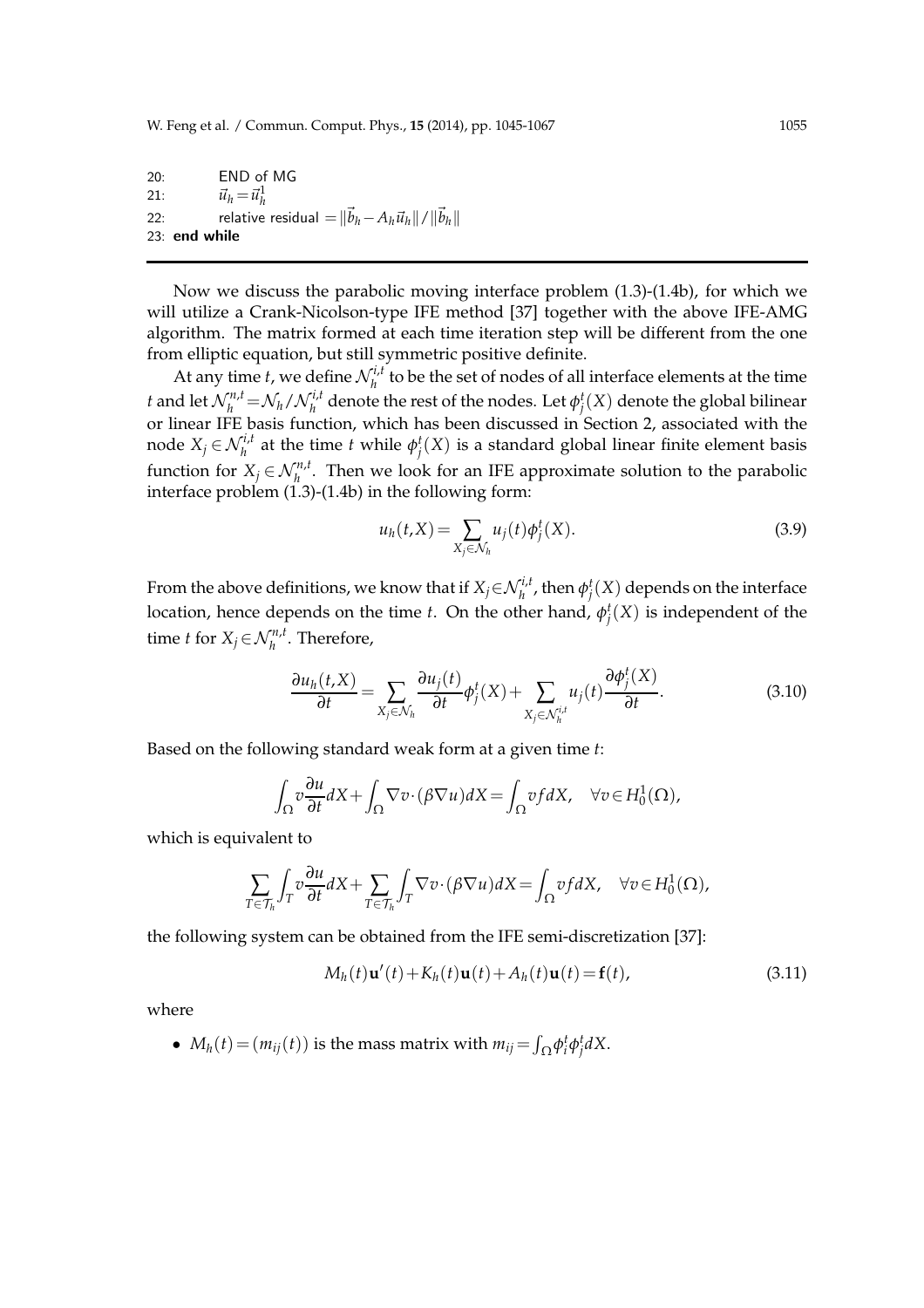```
20:        END of MG
21:        u_h = u_h^1
22:        relative residual = ||b_h - A_h u_h|| / ||b_h||
23: end while
```

Now we discuss the parabolic moving interface problem (1.3)-(1.4b), for which we will utilize a Crank-Nicolson-type IFE method [37] together with the above IFE-AMG algorithm. The matrix formed at each time iteration step will be different from the one from elliptic equation, but still symmetric positive definite.

At any time $t$, we define $\mathcal{N}_h^{i,t}$ to be the set of nodes of all interface elements at the time $t$ and let $\mathcal{N}_h^{n,t} = \mathcal{N}_h / \mathcal{N}_h^{i,t}$ denote the rest of the nodes. Let $\phi_j^t(X)$ denote the global bilinear or linear IFE basis function, which has been discussed in Section 2, associated with the node $X_j \in \mathcal{N}_h^{i,t}$ at the time $t$ while $\phi_j^t(X)$ is a standard global linear finite element basis function for $X_j \in \mathcal{N}_h^{n,t}$. Then we look for an IFE approximate solution to the parabolic interface problem (1.3)-(1.4b) in the following form:

$$u_h(t,X) = \sum_{X_j \in \mathcal{N}_h} u_j(t) \phi_j^t(X). \tag{3.9}$$

From the above definitions, we know that if $X_j \in \mathcal{N}_h^{i,t}$, then $\phi_j^t(X)$ depends on the interface location, hence depends on the time $t$. On the other hand, $\phi_j^t(X)$ is independent of the time $t$ for $X_j \in \mathcal{N}_h^{n,t}$. Therefore,

$$\frac{\partial u_h(t,X)}{\partial t} = \sum_{X_j \in \mathcal{N}_h} \frac{\partial u_j(t)}{\partial t} \phi_j^t(X) + \sum_{X_j \in \mathcal{N}_h^{i,t}} u_j(t) \frac{\partial \phi_j^t(X)}{\partial t}. \tag{3.10}$$

Based on the following standard weak form at a given time $t$:

$$\int_\Omega v \frac{\partial u}{\partial t} dX + \int_\Omega \nabla v \cdot (\beta \nabla u) dX = \int_\Omega v f dX, \quad \forall v \in H_0^1(\Omega),$$

which is equivalent to

$$\sum_{T \in \mathcal{T}_h} \int_T v \frac{\partial u}{\partial t} dX + \sum_{T \in \mathcal{T}_h} \int_T \nabla v \cdot (\beta \nabla u) dX = \int_\Omega v f dX, \quad \forall v \in H_0^1(\Omega),$$

the following system can be obtained from the IFE semi-discretization [37]:

$$M_h(t) \mathbf{u}'(t) + K_h(t) \mathbf{u}(t) + A_h(t) \mathbf{u}(t) = \mathbf{f}(t), \tag{3.11}$$

where

- $M_h(t) = (m_{ij}(t))$ is the mass matrix with $m_{ij} = \int_\Omega \phi_i^t \phi_j^t dX$.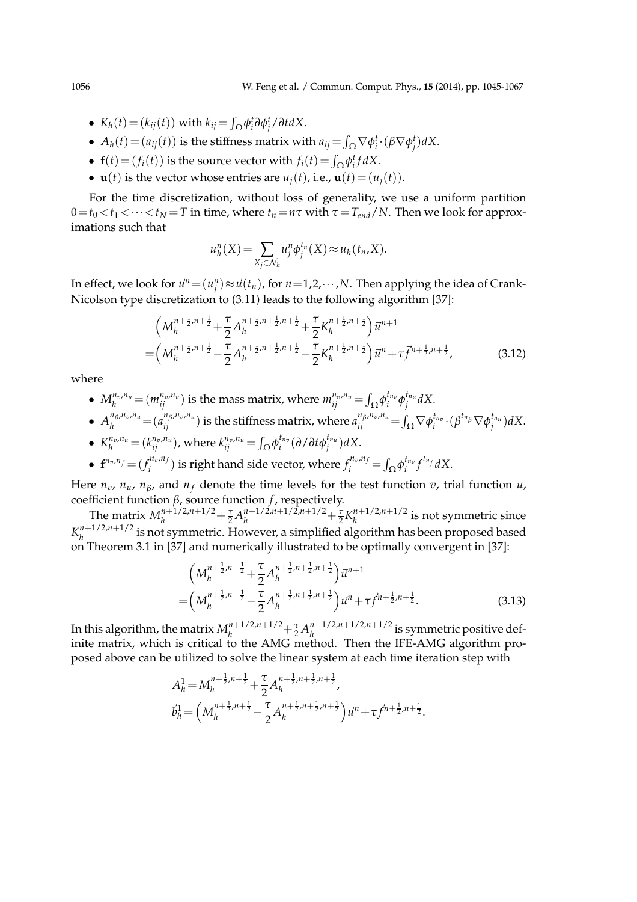- $K_h(t) = (k_{ij}(t))$ with $k_{ij} = \int_\Omega \phi_i^t \partial \phi_j^t / \partial t dX$.
- $A_h(t) = (a_{ij}(t))$ is the stiffness matrix with $a_{ij} = \int_\Omega \nabla \phi_i^t \cdot (\beta \nabla \phi_j^t) dX$.
- $\mathbf{f}(t) = (f_i(t))$ is the source vector with $f_i(t) = \int_\Omega \phi_i^t f dX$.
- $\mathbf{u}(t)$ is the vector whose entries are $u_j(t)$, i.e., $\mathbf{u}(t) = (u_j(t))$.

For the time discretization, without loss of generality, we use a uniform partition $0 = t_0 < t_1 < \cdots < t_N = T$ in time, where $t_n = n\tau$ with $\tau = T_{end}/N$. Then we look for approximations such that

$$u_h^n(X) = \sum_{X_j \in \mathcal{N}_h} u_j^n \phi_j^{t_n}(X) \approx u_h(t_n, X).$$

In effect, we look for $\vec{u}^n = (u_j^n) \approx \vec{u}(t_n)$, for $n = 1, 2, \cdots, N$. Then applying the idea of Crank-Nicolson type discretization to (3.11) leads to the following algorithm [37]:

$$\begin{aligned}
&\Big( M_h^{n+\frac{1}{2}, n+\frac{1}{2}} + \frac{\tau}{2} A_h^{n+\frac{1}{2}, n+\frac{1}{2}, n+\frac{1}{2}} + \frac{\tau}{2} K_h^{n+\frac{1}{2}, n+\frac{1}{2}} \Big) \vec{u}^{n+1} \\
=& \Big( M_h^{n+\frac{1}{2}, n+\frac{1}{2}} - \frac{\tau}{2} A_h^{n+\frac{1}{2}, n+\frac{1}{2}, n+\frac{1}{2}} - \frac{\tau}{2} K_h^{n+\frac{1}{2}, n+\frac{1}{2}} \Big) \vec{u}^{n} + \tau \vec{f}^{n+\frac{1}{2}, n+\frac{1}{2}},
\end{aligned} \tag{3.12}$$

where

- $M_h^{n_v, n_u} = (m_{ij}^{n_v, n_u})$ is the mass matrix, where $m_{ij}^{n_v, n_u} = \int_\Omega \phi_i^{t_{n_v}} \phi_j^{t_{n_u}} dX$.
- $A_h^{n_\beta, n_v, n_u} = (a_{ij}^{n_\beta, n_v, n_u})$ is the stiffness matrix, where $a_{ij}^{n_\beta, n_v, n_u} = \int_\Omega \nabla \phi_i^{t_{n_v}} \cdot (\beta^{t_{n_\beta}} \nabla \phi_j^{t_{n_u}}) dX$.
- $K_h^{n_v, n_u} = (k_{ij}^{n_v, n_u})$, where $k_{ij}^{n_v, n_u} = \int_\Omega \phi_i^{t_{n_v}} (\partial / \partial t \phi_j^{t_{n_u}}) dX$.
- $\mathbf{f}^{n_v, n_f} = (f_i^{n_v, n_f})$ is right hand side vector, where $f_i^{n_v, n_f} = \int_\Omega \phi_i^{t_{n_v}} f^{t_{n_f}} dX$.

Here $n_v$, $n_u$, $n_\beta$, and $n_f$ denote the time levels for the test function $v$, trial function $u$, coefficient function $\beta$, source function $f$, respectively.

The matrix $M_h^{n+1/2, n+1/2} + \frac{\tau}{2} A_h^{n+1/2, n+1/2, n+1/2} + \frac{\tau}{2} K_h^{n+1/2, n+1/2}$ is not symmetric since $K_h^{n+1/2, n+1/2}$ is not symmetric. However, a simplified algorithm has been proposed based on Theorem 3.1 in [37] and numerically illustrated to be optimally convergent in [37]:

$$\begin{aligned}
&\Big( M_h^{n+\frac{1}{2}, n+\frac{1}{2}} + \frac{\tau}{2} A_h^{n+\frac{1}{2}, n+\frac{1}{2}, n+\frac{1}{2}} \Big) \vec{u}^{n+1} \\
=& \Big( M_h^{n+\frac{1}{2}, n+\frac{1}{2}} - \frac{\tau}{2} A_h^{n+\frac{1}{2}, n+\frac{1}{2}, n+\frac{1}{2}} \Big) \vec{u}^{n} + \tau \vec{f}^{n+\frac{1}{2}, n+\frac{1}{2}}.
\end{aligned} \tag{3.13}$$

In this algorithm, the matrix $M_h^{n+1/2, n+1/2} + \frac{\tau}{2} A_h^{n+1/2, n+1/2, n+1/2}$ is symmetric positive definite matrix, which is critical to the AMG method. Then the IFE-AMG algorithm proposed above can be utilized to solve the linear system at each time iteration step with

$$\begin{aligned}
A_h^1 &= M_h^{n+\frac{1}{2}, n+\frac{1}{2}} + \frac{\tau}{2} A_h^{n+\frac{1}{2}, n+\frac{1}{2}, n+\frac{1}{2}}, \\
\vec{b}_h^1 &= \Big( M_h^{n+\frac{1}{2}, n+\frac{1}{2}} - \frac{\tau}{2} A_h^{n+\frac{1}{2}, n+\frac{1}{2}, n+\frac{1}{2}} \Big) \vec{u}^{n} + \tau \vec{f}^{n+\frac{1}{2}, n+\frac{1}{2}}.
\end{aligned}$$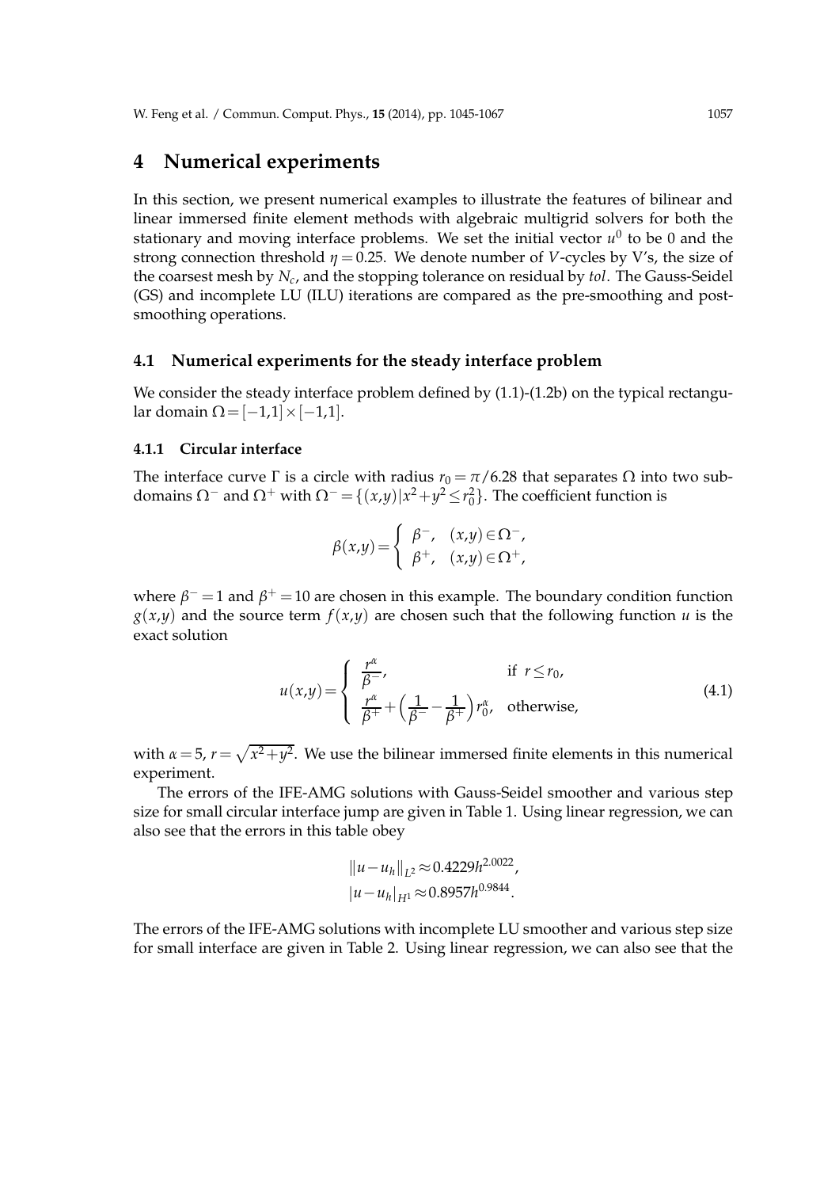# 4 Numerical experiments

In this section, we present numerical examples to illustrate the features of bilinear and linear immersed finite element methods with algebraic multigrid solvers for both the stationary and moving interface problems. We set the initial vector $u^0$ to be 0 and the strong connection threshold $\eta = 0.25$. We denote number of $V$-cycles by V's, the size of the coarsest mesh by $N_c$, and the stopping tolerance on residual by *tol*. The Gauss-Seidel (GS) and incomplete LU (ILU) iterations are compared as the pre-smoothing and post-smoothing operations.

## 4.1 Numerical experiments for the steady interface problem

We consider the steady interface problem defined by (1.1)-(1.2b) on the typical rectangular domain $\Omega = [-1,1] \times [-1,1]$.

### 4.1.1 Circular interface

The interface curve $\Gamma$ is a circle with radius $r_0 = \pi/6.28$ that separates $\Omega$ into two subdomains $\Omega^-$ and $\Omega^+$ with $\Omega^- = \{(x,y) | x^2 + y^2 \leq r_0^2\}$. The coefficient function is

$$\beta(x,y) = \begin{cases} \beta^-, & (x,y) \in \Omega^-, \\ \beta^+, & (x,y) \in \Omega^+, \end{cases}$$

where $\beta^- = 1$ and $\beta^+ = 10$ are chosen in this example. The boundary condition function $g(x,y)$ and the source term $f(x,y)$ are chosen such that the following function $u$ is the exact solution

$$u(x,y) = \begin{cases} \dfrac{r^\alpha}{\beta^-}, & \text{if } r \leq r_0, \\ \dfrac{r^\alpha}{\beta^+} + \left( \dfrac{1}{\beta^-} - \dfrac{1}{\beta^+} \right) r_0^\alpha, & \text{otherwise}, \end{cases} \tag{4.1}$$

with $\alpha = 5$, $r = \sqrt{x^2 + y^2}$. We use the bilinear immersed finite elements in this numerical experiment.

The errors of the IFE-AMG solutions with Gauss-Seidel smoother and various step size for small circular interface jump are given in Table 1. Using linear regression, we can also see that the errors in this table obey

$$\|u - u_h\|_{L^2} \approx 0.4229 h^{2.0022},$$
$$|u - u_h|_{H^1} \approx 0.8957 h^{0.9844}.$$

The errors of the IFE-AMG solutions with incomplete LU smoother and various step size for small interface are given in Table 2. Using linear regression, we can also see that the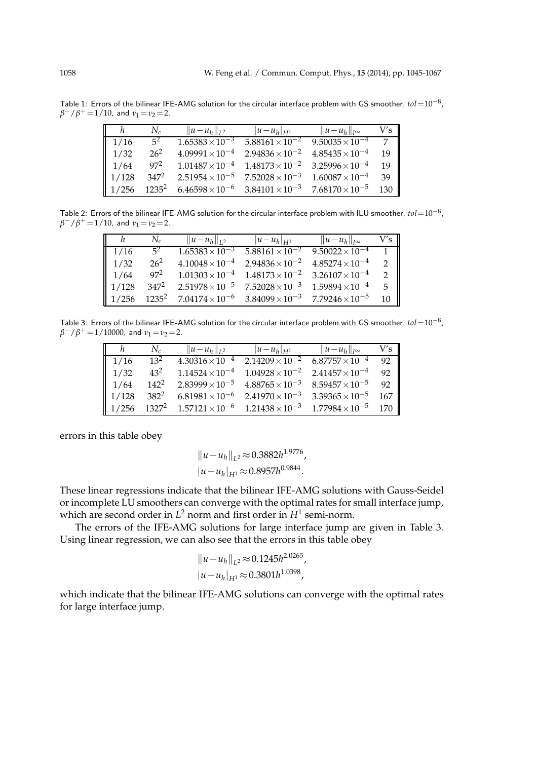Table 1: Errors of the bilinear IFE-AMG solution for the circular interface problem with GS smoother, $tol=10^{-8}$, $\beta^-/\beta^+=1/10$, and $\nu_1=\nu_2=2$.

| $h$ | $N_c$ | $\|u-u_h\|_{L^2}$ | $\|u-u_h\|_{H^1}$ | $\|u-u_h\|_{l^\infty}$ | V's |
|---|---|---|---|---|---|
| 1/16 | $5^2$ | $1.65383\times10^{-3}$ | $5.88161\times10^{-2}$ | $9.50035\times10^{-4}$ | 7 |
| 1/32 | $26^2$ | $4.09991\times10^{-4}$ | $2.94836\times10^{-2}$ | $4.85435\times10^{-4}$ | 19 |
| 1/64 | $97^2$ | $1.01487\times10^{-4}$ | $1.48173\times10^{-2}$ | $3.25996\times10^{-4}$ | 19 |
| 1/128 | $347^2$ | $2.51954\times10^{-5}$ | $7.52028\times10^{-3}$ | $1.60087\times10^{-4}$ | 39 |
| 1/256 | $1235^2$ | $6.46598\times10^{-6}$ | $3.84101\times10^{-3}$ | $7.68170\times10^{-5}$ | 130 |

Table 2: Errors of the bilinear IFE-AMG solution for the circular interface problem with ILU smoother, $tol=10^{-8}$, $\beta^-/\beta^+=1/10$, and $\nu_1=\nu_2=2$.

| $h$ | $N_c$ | $\|u-u_h\|_{L^2}$ | $\|u-u_h\|_{H^1}$ | $\|u-u_h\|_{l^\infty}$ | V's |
|---|---|---|---|---|---|
| 1/16 | $5^2$ | $1.65383\times10^{-3}$ | $5.88161\times10^{-2}$ | $9.50022\times10^{-4}$ | 1 |
| 1/32 | $26^2$ | $4.10048\times10^{-4}$ | $2.94836\times10^{-2}$ | $4.85274\times10^{-4}$ | 2 |
| 1/64 | $97^2$ | $1.01303\times10^{-4}$ | $1.48173\times10^{-2}$ | $3.26107\times10^{-4}$ | 2 |
| 1/128 | $347^2$ | $2.51978\times10^{-5}$ | $7.52028\times10^{-3}$ | $1.59894\times10^{-4}$ | 5 |
| 1/256 | $1235^2$ | $7.04174\times10^{-6}$ | $3.84099\times10^{-3}$ | $7.79246\times10^{-5}$ | 10 |

Table 3: Errors of the bilinear IFE-AMG solution for the circular interface problem with GS smoother, $tol=10^{-8}$, $\beta^-/\beta^+=1/10000$, and $\nu_1=\nu_2=2$.

| $h$ | $N_c$ | $\|u-u_h\|_{L^2}$ | $\|u-u_h\|_{H^1}$ | $\|u-u_h\|_{l^\infty}$ | V's |
|---|---|---|---|---|---|
| 1/16 | $13^2$ | $4.30316\times10^{-4}$ | $2.14209\times10^{-2}$ | $6.87757\times10^{-4}$ | 92 |
| 1/32 | $43^2$ | $1.14524\times10^{-4}$ | $1.04928\times10^{-2}$ | $2.41457\times10^{-4}$ | 92 |
| 1/64 | $142^2$ | $2.83999\times10^{-5}$ | $4.88765\times10^{-3}$ | $8.59457\times10^{-5}$ | 92 |
| 1/128 | $382^2$ | $6.81981\times10^{-6}$ | $2.41970\times10^{-3}$ | $3.39365\times10^{-5}$ | 167 |
| 1/256 | $1327^2$ | $1.57121\times10^{-6}$ | $1.21438\times10^{-3}$ | $1.77984\times10^{-5}$ | 170 |

errors in this table obey

$$\|u-u_h\|_{L^2}\approx 0.3882h^{1.9776},$$
$$|u-u_h|_{H^1}\approx 0.8957h^{0.9844}.$$

These linear regressions indicate that the bilinear IFE-AMG solutions with Gauss-Seidel or incomplete LU smoothers can converge with the optimal rates for small interface jump, which are second order in $L^2$ norm and first order in $H^1$ semi-norm.

The errors of the IFE-AMG solutions for large interface jump are given in Table 3. Using linear regression, we can also see that the errors in this table obey

$$\|u-u_h\|_{L^2}\approx 0.1245h^{2.0265},$$
$$|u-u_h|_{H^1}\approx 0.3801h^{1.0398},$$

which indicate that the bilinear IFE-AMG solutions can converge with the optimal rates for large interface jump.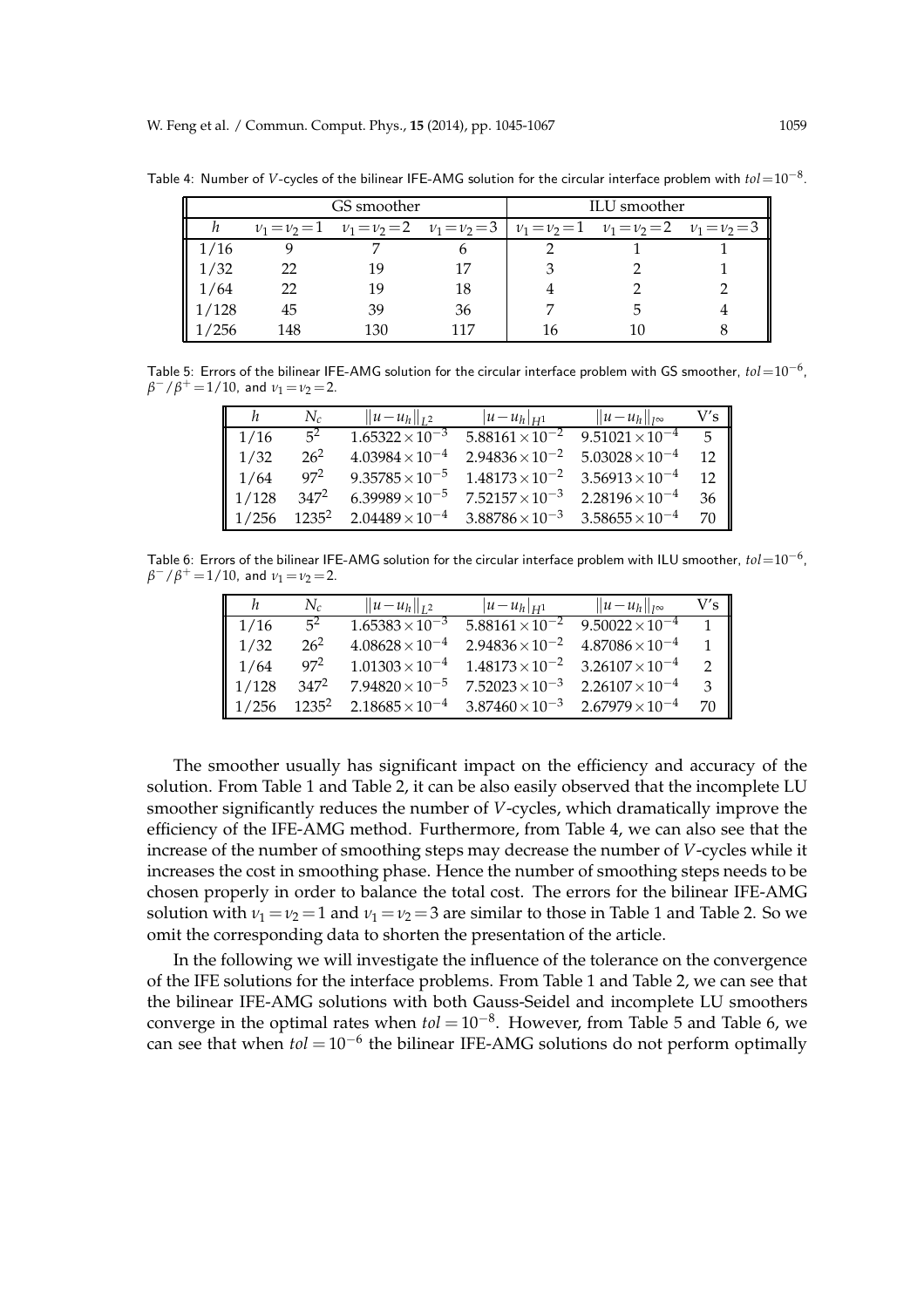Table 4: Number of $V$-cycles of the bilinear IFE-AMG solution for the circular interface problem with $tol = 10^{-8}$.

| | GS smoother | | | ILU smoother | | |
|---|---|---|---|---|---|---|
| $h$ | $\nu_1 = \nu_2 = 1$ | $\nu_1 = \nu_2 = 2$ | $\nu_1 = \nu_2 = 3$ | $\nu_1 = \nu_2 = 1$ | $\nu_1 = \nu_2 = 2$ | $\nu_1 = \nu_2 = 3$ |
| 1/16 | 9 | 7 | 6 | 2 | 1 | 1 |
| 1/32 | 22 | 19 | 17 | 3 | 2 | 1 |
| 1/64 | 22 | 19 | 18 | 4 | 2 | 2 |
| 1/128 | 45 | 39 | 36 | 7 | 5 | 4 |
| 1/256 | 148 | 130 | 117 | 16 | 10 | 8 |

Table 5: Errors of the bilinear IFE-AMG solution for the circular interface problem with GS smoother, $tol = 10^{-6}$, $\beta^-/\beta^+ = 1/10$, and $\nu_1 = \nu_2 = 2$.

| $h$ | $N_c$ | $\|u-u_h\|_{L^2}$ | $\|u-u_h\|_{H^1}$ | $\|u-u_h\|_{l^\infty}$ | V's |
|---|---|---|---|---|---|
| 1/16 | $5^2$ | $1.65322 \times 10^{-3}$ | $5.88161 \times 10^{-2}$ | $9.51021 \times 10^{-4}$ | 5 |
| 1/32 | $26^2$ | $4.03984 \times 10^{-4}$ | $2.94836 \times 10^{-2}$ | $5.03028 \times 10^{-4}$ | 12 |
| 1/64 | $97^2$ | $9.35785 \times 10^{-5}$ | $1.48173 \times 10^{-2}$ | $3.56913 \times 10^{-4}$ | 12 |
| 1/128 | $347^2$ | $6.39989 \times 10^{-5}$ | $7.52157 \times 10^{-3}$ | $2.28196 \times 10^{-4}$ | 36 |
| 1/256 | $1235^2$ | $2.04489 \times 10^{-4}$ | $3.88786 \times 10^{-3}$ | $3.58655 \times 10^{-4}$ | 70 |

Table 6: Errors of the bilinear IFE-AMG solution for the circular interface problem with ILU smoother, $tol = 10^{-6}$, $\beta^-/\beta^+ = 1/10$, and $\nu_1 = \nu_2 = 2$.

| $h$ | $N_c$ | $\|u-u_h\|_{L^2}$ | $\|u-u_h\|_{H^1}$ | $\|u-u_h\|_{l^\infty}$ | V's |
|---|---|---|---|---|---|
| 1/16 | $5^2$ | $1.65383 \times 10^{-3}$ | $5.88161 \times 10^{-2}$ | $9.50022 \times 10^{-4}$ | 1 |
| 1/32 | $26^2$ | $4.08628 \times 10^{-4}$ | $2.94836 \times 10^{-2}$ | $4.87086 \times 10^{-4}$ | 1 |
| 1/64 | $97^2$ | $1.01303 \times 10^{-4}$ | $1.48173 \times 10^{-2}$ | $3.26107 \times 10^{-4}$ | 2 |
| 1/128 | $347^2$ | $7.94820 \times 10^{-5}$ | $7.52023 \times 10^{-3}$ | $2.26107 \times 10^{-4}$ | 3 |
| 1/256 | $1235^2$ | $2.18685 \times 10^{-4}$ | $3.87460 \times 10^{-3}$ | $2.67979 \times 10^{-4}$ | 70 |

The smoother usually has significant impact on the efficiency and accuracy of the solution. From Table 1 and Table 2, it can be also easily observed that the incomplete LU smoother significantly reduces the number of $V$-cycles, which dramatically improve the efficiency of the IFE-AMG method. Furthermore, from Table 4, we can also see that the increase of the number of smoothing steps may decrease the number of $V$-cycles while it increases the cost in smoothing phase. Hence the number of smoothing steps needs to be chosen properly in order to balance the total cost. The errors for the bilinear IFE-AMG solution with $\nu_1 = \nu_2 = 1$ and $\nu_1 = \nu_2 = 3$ are similar to those in Table 1 and Table 2. So we omit the corresponding data to shorten the presentation of the article.

In the following we will investigate the influence of the tolerance on the convergence of the IFE solutions for the interface problems. From Table 1 and Table 2, we can see that the bilinear IFE-AMG solutions with both Gauss-Seidel and incomplete LU smoothers converge in the optimal rates when $tol = 10^{-8}$. However, from Table 5 and Table 6, we can see that when $tol = 10^{-6}$ the bilinear IFE-AMG solutions do not perform optimally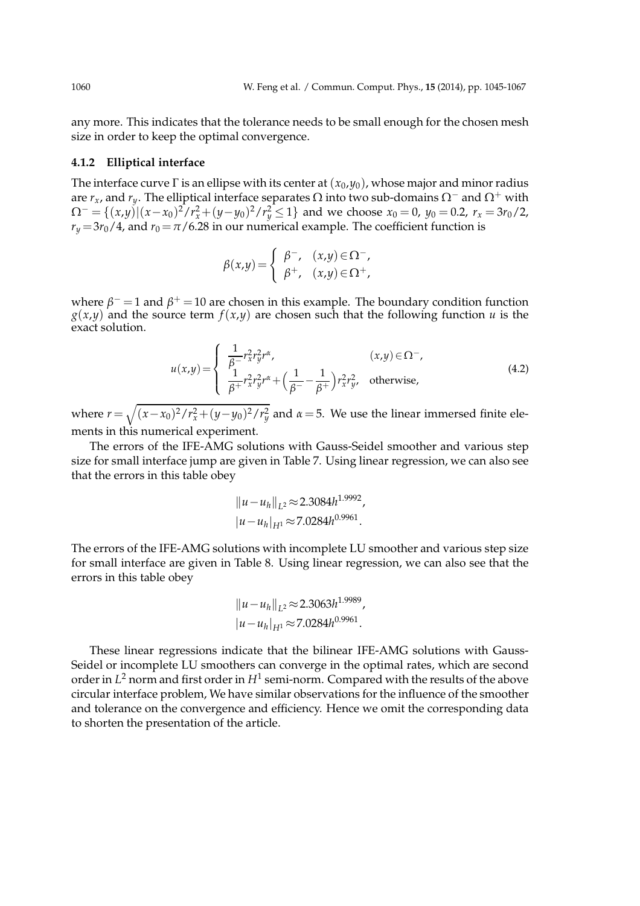any more. This indicates that the tolerance needs to be small enough for the chosen mesh size in order to keep the optimal convergence.

### 4.1.2 Elliptical interface

The interface curve $\Gamma$ is an ellipse with its center at $(x_0,y_0)$, whose major and minor radius are $r_x$, and $r_y$. The elliptical interface separates $\Omega$ into two sub-domains $\Omega^-$ and $\Omega^+$ with $\Omega^- = \{(x,y)|(x-x_0)^2/r_x^2+(y-y_0)^2/r_y^2 \leq 1\}$ and we choose $x_0=0$, $y_0=0.2$, $r_x=3r_0/2$, $r_y=3r_0/4$, and $r_0=\pi/6.28$ in our numerical example. The coefficient function is

$$\beta(x,y)=\begin{cases} \beta^-, & (x,y)\in\Omega^-, \\ \beta^+, & (x,y)\in\Omega^+, \end{cases}$$

where $\beta^-=1$ and $\beta^+=10$ are chosen in this example. The boundary condition function $g(x,y)$ and the source term $f(x,y)$ are chosen such that the following function $u$ is the exact solution.

$$u(x,y)=\begin{cases} \dfrac{1}{\beta^-}r_x^2r_y^2r^\alpha, & (x,y)\in\Omega^-, \\ \dfrac{1}{\beta^+}r_x^2r_y^2r^\alpha+\Big(\dfrac{1}{\beta^-}-\dfrac{1}{\beta^+}\Big)r_x^2r_y^2, & \text{otherwise}, \end{cases} \tag{4.2}$$

where $r=\sqrt{(x-x_0)^2/r_x^2+(y-y_0)^2/r_y^2}$ and $\alpha=5$. We use the linear immersed finite elements in this numerical experiment.

The errors of the IFE-AMG solutions with Gauss-Seidel smoother and various step size for small interface jump are given in Table 7. Using linear regression, we can also see that the errors in this table obey

$$\|u-u_h\|_{L^2}\approx 2.3084h^{1.9992},$$
$$|u-u_h|_{H^1}\approx 7.0284h^{0.9961}.$$

The errors of the IFE-AMG solutions with incomplete LU smoother and various step size for small interface are given in Table 8. Using linear regression, we can also see that the errors in this table obey

$$\|u-u_h\|_{L^2}\approx 2.3063h^{1.9989},$$
$$|u-u_h|_{H^1}\approx 7.0284h^{0.9961}.$$

These linear regressions indicate that the bilinear IFE-AMG solutions with Gauss-Seidel or incomplete LU smoothers can converge in the optimal rates, which are second order in $L^2$ norm and first order in $H^1$ semi-norm. Compared with the results of the above circular interface problem, We have similar observations for the influence of the smoother and tolerance on the convergence and efficiency. Hence we omit the corresponding data to shorten the presentation of the article.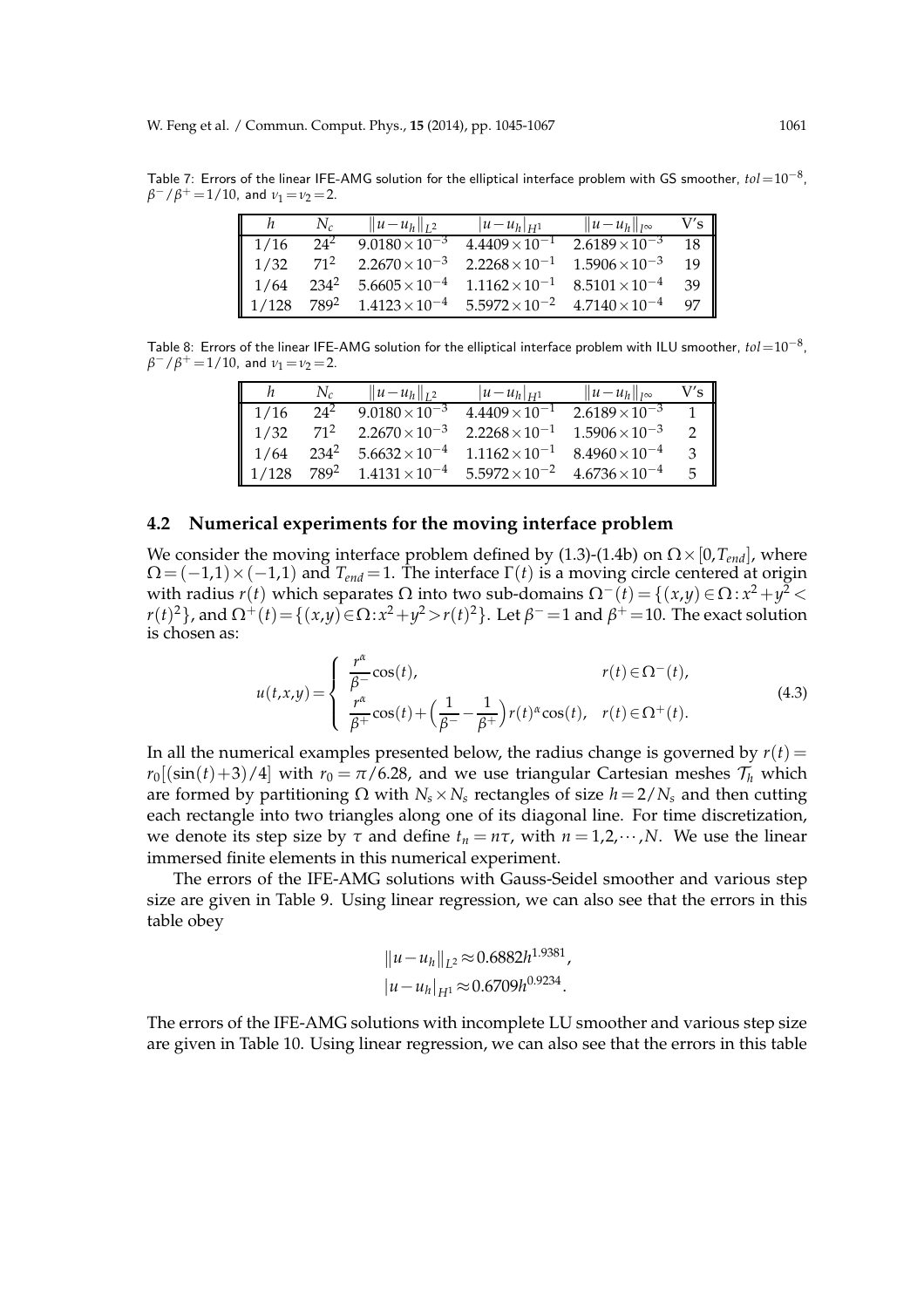Table 7: Errors of the linear IFE-AMG solution for the elliptical interface problem with GS smoother, $tol = 10^{-8}$, $\beta^-/\beta^+ = 1/10$, and $\nu_1 = \nu_2 = 2$.

| $h$ | $N_c$ | $\|u-u_h\|_{L^2}$ | $\|u-u_h\|_{H^1}$ | $\|u-u_h\|_{L^\infty}$ | V's |
|---|---|---|---|---|---|
| 1/16 | $24^2$ | $9.0180 \times 10^{-3}$ | $4.4409 \times 10^{-1}$ | $2.6189 \times 10^{-3}$ | 18 |
| 1/32 | $71^2$ | $2.2670 \times 10^{-3}$ | $2.2268 \times 10^{-1}$ | $1.5906 \times 10^{-3}$ | 19 |
| 1/64 | $234^2$ | $5.6605 \times 10^{-4}$ | $1.1162 \times 10^{-1}$ | $8.5101 \times 10^{-4}$ | 39 |
| 1/128 | $789^2$ | $1.4123 \times 10^{-4}$ | $5.5972 \times 10^{-2}$ | $4.7140 \times 10^{-4}$ | 97 |

Table 8: Errors of the linear IFE-AMG solution for the elliptical interface problem with ILU smoother, $tol = 10^{-8}$, $\beta^-/\beta^+ = 1/10$, and $\nu_1 = \nu_2 = 2$.

| $h$ | $N_c$ | $\|u-u_h\|_{L^2}$ | $\|u-u_h\|_{H^1}$ | $\|u-u_h\|_{L^\infty}$ | V's |
|---|---|---|---|---|---|
| 1/16 | $24^2$ | $9.0180 \times 10^{-3}$ | $4.4409 \times 10^{-1}$ | $2.6189 \times 10^{-3}$ | 1 |
| 1/32 | $71^2$ | $2.2670 \times 10^{-3}$ | $2.2268 \times 10^{-1}$ | $1.5906 \times 10^{-3}$ | 2 |
| 1/64 | $234^2$ | $5.6632 \times 10^{-4}$ | $1.1162 \times 10^{-1}$ | $8.4960 \times 10^{-4}$ | 3 |
| 1/128 | $789^2$ | $1.4131 \times 10^{-4}$ | $5.5972 \times 10^{-2}$ | $4.6736 \times 10^{-4}$ | 5 |

## 4.2 Numerical experiments for the moving interface problem

We consider the moving interface problem defined by (1.3)-(1.4b) on $\Omega \times [0, T_{end}]$, where $\Omega = (-1,1) \times (-1,1)$ and $T_{end} = 1$. The interface $\Gamma(t)$ is a moving circle centered at origin with radius $r(t)$ which separates $\Omega$ into two sub-domains $\Omega^-(t) = \{(x,y) \in \Omega : x^2 + y^2 < r(t)^2\}$, and $\Omega^+(t) = \{(x,y) \in \Omega : x^2 + y^2 > r(t)^2\}$. Let $\beta^- = 1$ and $\beta^+ = 10$. The exact solution is chosen as:

$$
u(t,x,y) = \begin{cases} \dfrac{r^\alpha}{\beta^-}\cos(t), & r(t) \in \Omega^-(t), \\ \dfrac{r^\alpha}{\beta^+}\cos(t) + \Big(\dfrac{1}{\beta^-} - \dfrac{1}{\beta^+}\Big) r(t)^\alpha \cos(t), & r(t) \in \Omega^+(t). \end{cases} \tag{4.3}
$$

In all the numerical examples presented below, the radius change is governed by $r(t) = r_0[(\sin(t)+3)/4]$ with $r_0 = \pi/6.28$, and we use triangular Cartesian meshes $\mathcal{T}_h$ which are formed by partitioning $\Omega$ with $N_s \times N_s$ rectangles of size $h = 2/N_s$ and then cutting each rectangle into two triangles along one of its diagonal line. For time discretization, we denote its step size by $\tau$ and define $t_n = n\tau$, with $n = 1, 2, \cdots, N$. We use the linear immersed finite elements in this numerical experiment.

The errors of the IFE-AMG solutions with Gauss-Seidel smoother and various step size are given in Table 9. Using linear regression, we can also see that the errors in this table obey

$$
\|u - u_h\|_{L^2} \approx 0.6882 h^{1.9381},
$$
$$
|u - u_h|_{H^1} \approx 0.6709 h^{0.9234}.
$$

The errors of the IFE-AMG solutions with incomplete LU smoother and various step size are given in Table 10. Using linear regression, we can also see that the errors in this table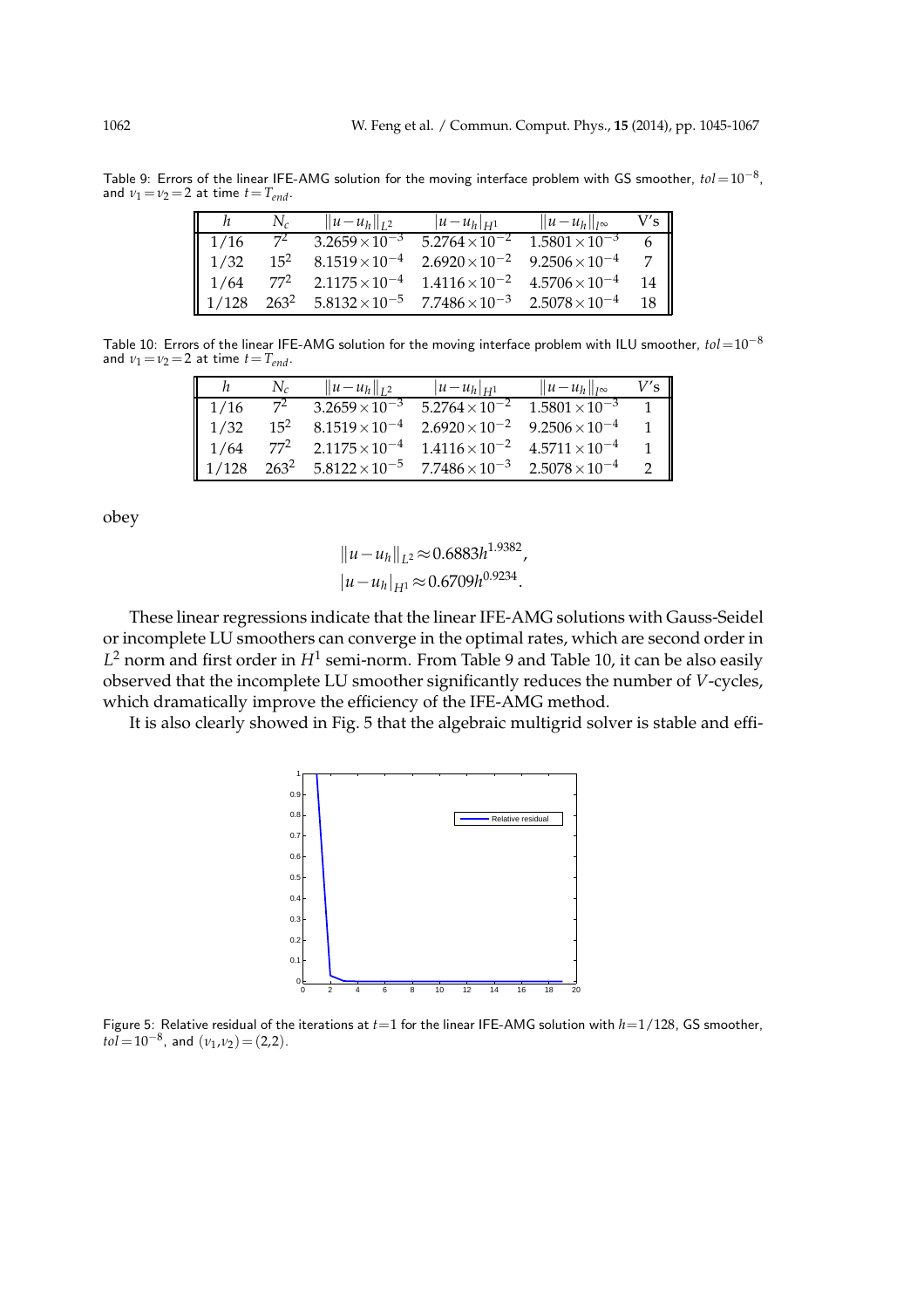Table 9: Errors of the linear IFE-AMG solution for the moving interface problem with GS smoother, $tol = 10^{-8}$, and $\nu_1 = \nu_2 = 2$ at time $t = T_{end}$.

| $h$ | $N_c$ | $\|u-u_h\|_{L^2}$ | $\|u-u_h\|_{H^1}$ | $\|u-u_h\|_{l^\infty}$ | V's |
|---|---|---|---|---|---|
| 1/16 | $7^2$ | $3.2659\times10^{-3}$ | $5.2764\times10^{-2}$ | $1.5801\times10^{-3}$ | 6 |
| 1/32 | $15^2$ | $8.1519\times10^{-4}$ | $2.6920\times10^{-2}$ | $9.2506\times10^{-4}$ | 7 |
| 1/64 | $77^2$ | $2.1175\times10^{-4}$ | $1.4116\times10^{-2}$ | $4.5706\times10^{-4}$ | 14 |
| 1/128 | $263^2$ | $5.8132\times10^{-5}$ | $7.7486\times10^{-3}$ | $2.5078\times10^{-4}$ | 18 |

Table 10: Errors of the linear IFE-AMG solution for the moving interface problem with ILU smoother, $tol = 10^{-8}$ and $\nu_1 = \nu_2 = 2$ at time $t = T_{end}$.

| $h$ | $N_c$ | $\|u-u_h\|_{L^2}$ | $\|u-u_h\|_{H^1}$ | $\|u-u_h\|_{l^\infty}$ | $V$'s |
|---|---|---|---|---|---|
| 1/16 | $7^2$ | $3.2659\times10^{-3}$ | $5.2764\times10^{-2}$ | $1.5801\times10^{-3}$ | 1 |
| 1/32 | $15^2$ | $8.1519\times10^{-4}$ | $2.6920\times10^{-2}$ | $9.2506\times10^{-4}$ | 1 |
| 1/64 | $77^2$ | $2.1175\times10^{-4}$ | $1.4116\times10^{-2}$ | $4.5711\times10^{-4}$ | 1 |
| 1/128 | $263^2$ | $5.8122\times10^{-5}$ | $7.7486\times10^{-3}$ | $2.5078\times10^{-4}$ | 2 |

obey

$$\|u-u_h\|_{L^2} \approx 0.6883h^{1.9382},$$
$$|u-u_h|_{H^1} \approx 0.6709h^{0.9234}.$$

These linear regressions indicate that the linear IFE-AMG solutions with Gauss-Seidel or incomplete LU smoothers can converge in the optimal rates, which are second order in $L^2$ norm and first order in $H^1$ semi-norm. From Table 9 and Table 10, it can be also easily observed that the incomplete LU smoother significantly reduces the number of $V$-cycles, which dramatically improve the efficiency of the IFE-AMG method.

It is also clearly showed in Fig. 5 that the algebraic multigrid solver is stable and effi-

Figure 5: Relative residual of the iterations at $t=1$ for the linear IFE-AMG solution with $h=1/128$, GS smoother, $tol = 10^{-8}$, and $(\nu_1, \nu_2) = (2,2)$.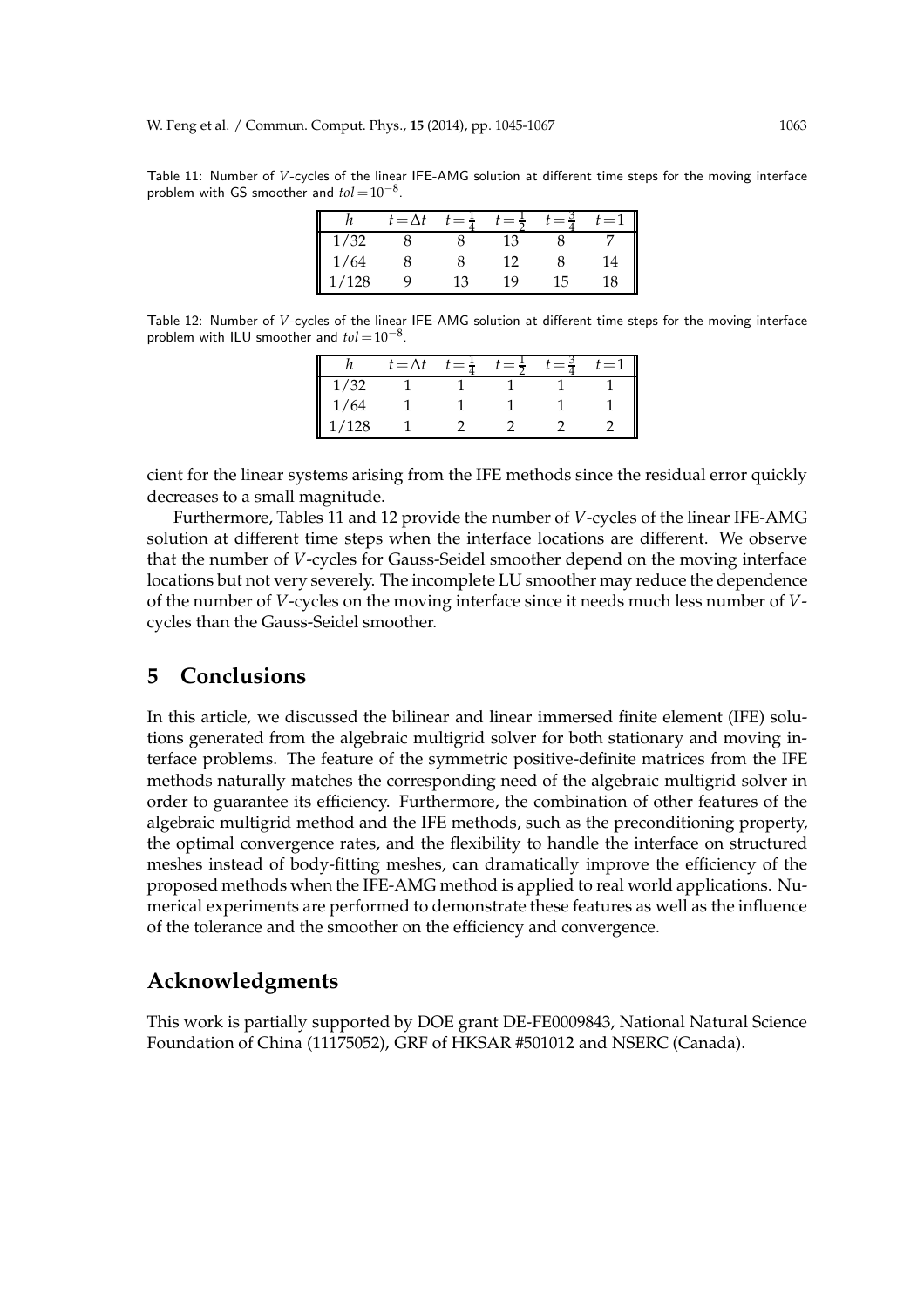Table 11: Number of $V$-cycles of the linear IFE-AMG solution at different time steps for the moving interface problem with GS smoother and $tol = 10^{-8}$.

| $h$ | $t=\Delta t$ | $t=\frac{1}{4}$ | $t=\frac{1}{2}$ | $t=\frac{3}{4}$ | $t=1$ |
|---|---|---|---|---|---|
| 1/32 | 8 | 8 | 13 | 8 | 7 |
| 1/64 | 8 | 8 | 12 | 8 | 14 |
| 1/128 | 9 | 13 | 19 | 15 | 18 |

Table 12: Number of $V$-cycles of the linear IFE-AMG solution at different time steps for the moving interface problem with ILU smoother and $tol = 10^{-8}$.

| $h$ | $t=\Delta t$ | $t=\frac{1}{4}$ | $t=\frac{1}{2}$ | $t=\frac{3}{4}$ | $t=1$ |
|---|---|---|---|---|---|
| 1/32 | 1 | 1 | 1 | 1 | 1 |
| 1/64 | 1 | 1 | 1 | 1 | 1 |
| 1/128 | 1 | 2 | 2 | 2 | 2 |

cient for the linear systems arising from the IFE methods since the residual error quickly decreases to a small magnitude.

Furthermore, Tables 11 and 12 provide the number of $V$-cycles of the linear IFE-AMG solution at different time steps when the interface locations are different. We observe that the number of $V$-cycles for Gauss-Seidel smoother depend on the moving interface locations but not very severely. The incomplete LU smoother may reduce the dependence of the number of $V$-cycles on the moving interface since it needs much less number of $V$-cycles than the Gauss-Seidel smoother.

## 5 Conclusions

In this article, we discussed the bilinear and linear immersed finite element (IFE) solutions generated from the algebraic multigrid solver for both stationary and moving interface problems. The feature of the symmetric positive-definite matrices from the IFE methods naturally matches the corresponding need of the algebraic multigrid solver in order to guarantee its efficiency. Furthermore, the combination of other features of the algebraic multigrid method and the IFE methods, such as the preconditioning property, the optimal convergence rates, and the flexibility to handle the interface on structured meshes instead of body-fitting meshes, can dramatically improve the efficiency of the proposed methods when the IFE-AMG method is applied to real world applications. Numerical experiments are performed to demonstrate these features as well as the influence of the tolerance and the smoother on the efficiency and convergence.

## Acknowledgments

This work is partially supported by DOE grant DE-FE0009843, National Natural Science Foundation of China (11175052), GRF of HKSAR #501012 and NSERC (Canada).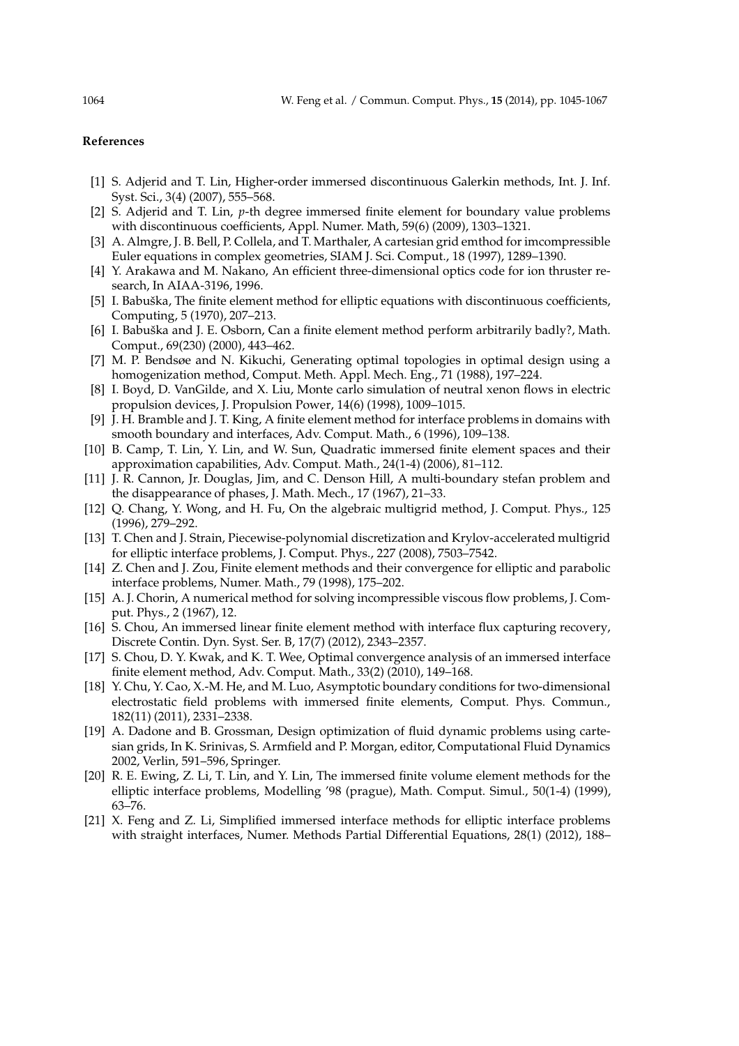### References

[1] S. Adjerid and T. Lin, Higher-order immersed discontinuous Galerkin methods, Int. J. Inf. Syst. Sci., 3(4) (2007), 555–568.

[2] S. Adjerid and T. Lin, *p*-th degree immersed finite element for boundary value problems with discontinuous coefficients, Appl. Numer. Math, 59(6) (2009), 1303–1321.

[3] A. Almgre, J. B. Bell, P. Collela, and T. Marthaler, A cartesian grid emthod for imcompressible Euler equations in complex geometries, SIAM J. Sci. Comput., 18 (1997), 1289–1390.

[4] Y. Arakawa and M. Nakano, An efficient three-dimensional optics code for ion thruster research, In AIAA-3196, 1996.

[5] I. Babuška, The finite element method for elliptic equations with discontinuous coefficients, Computing, 5 (1970), 207–213.

[6] I. Babuška and J. E. Osborn, Can a finite element method perform arbitrarily badly?, Math. Comput., 69(230) (2000), 443–462.

[7] M. P. Bendsøe and N. Kikuchi, Generating optimal topologies in optimal design using a homogenization method, Comput. Meth. Appl. Mech. Eng., 71 (1988), 197–224.

[8] I. Boyd, D. VanGilde, and X. Liu, Monte carlo simulation of neutral xenon flows in electric propulsion devices, J. Propulsion Power, 14(6) (1998), 1009–1015.

[9] J. H. Bramble and J. T. King, A finite element method for interface problems in domains with smooth boundary and interfaces, Adv. Comput. Math., 6 (1996), 109–138.

[10] B. Camp, T. Lin, Y. Lin, and W. Sun, Quadratic immersed finite element spaces and their approximation capabilities, Adv. Comput. Math., 24(1-4) (2006), 81–112.

[11] J. R. Cannon, Jr. Douglas, Jim, and C. Denson Hill, A multi-boundary stefan problem and the disappearance of phases, J. Math. Mech., 17 (1967), 21–33.

[12] Q. Chang, Y. Wong, and H. Fu, On the algebraic multigrid method, J. Comput. Phys., 125 (1996), 279–292.

[13] T. Chen and J. Strain, Piecewise-polynomial discretization and Krylov-accelerated multigrid for elliptic interface problems, J. Comput. Phys., 227 (2008), 7503–7542.

[14] Z. Chen and J. Zou, Finite element methods and their convergence for elliptic and parabolic interface problems, Numer. Math., 79 (1998), 175–202.

[15] A. J. Chorin, A numerical method for solving incompressible viscous flow problems, J. Comput. Phys., 2 (1967), 12.

[16] S. Chou, An immersed linear finite element method with interface flux capturing recovery, Discrete Contin. Dyn. Syst. Ser. B, 17(7) (2012), 2343–2357.

[17] S. Chou, D. Y. Kwak, and K. T. Wee, Optimal convergence analysis of an immersed interface finite element method, Adv. Comput. Math., 33(2) (2010), 149–168.

[18] Y. Chu, Y. Cao, X.-M. He, and M. Luo, Asymptotic boundary conditions for two-dimensional electrostatic field problems with immersed finite elements, Comput. Phys. Commun., 182(11) (2011), 2331–2338.

[19] A. Dadone and B. Grossman, Design optimization of fluid dynamic problems using cartesian grids, In K. Srinivas, S. Armfield and P. Morgan, editor, Computational Fluid Dynamics 2002, Verlin, 591–596, Springer.

[20] R. E. Ewing, Z. Li, T. Lin, and Y. Lin, The immersed finite volume element methods for the elliptic interface problems, Modelling '98 (prague), Math. Comput. Simul., 50(1-4) (1999), 63–76.

[21] X. Feng and Z. Li, Simplified immersed interface methods for elliptic interface problems with straight interfaces, Numer. Methods Partial Differential Equations, 28(1) (2012), 188–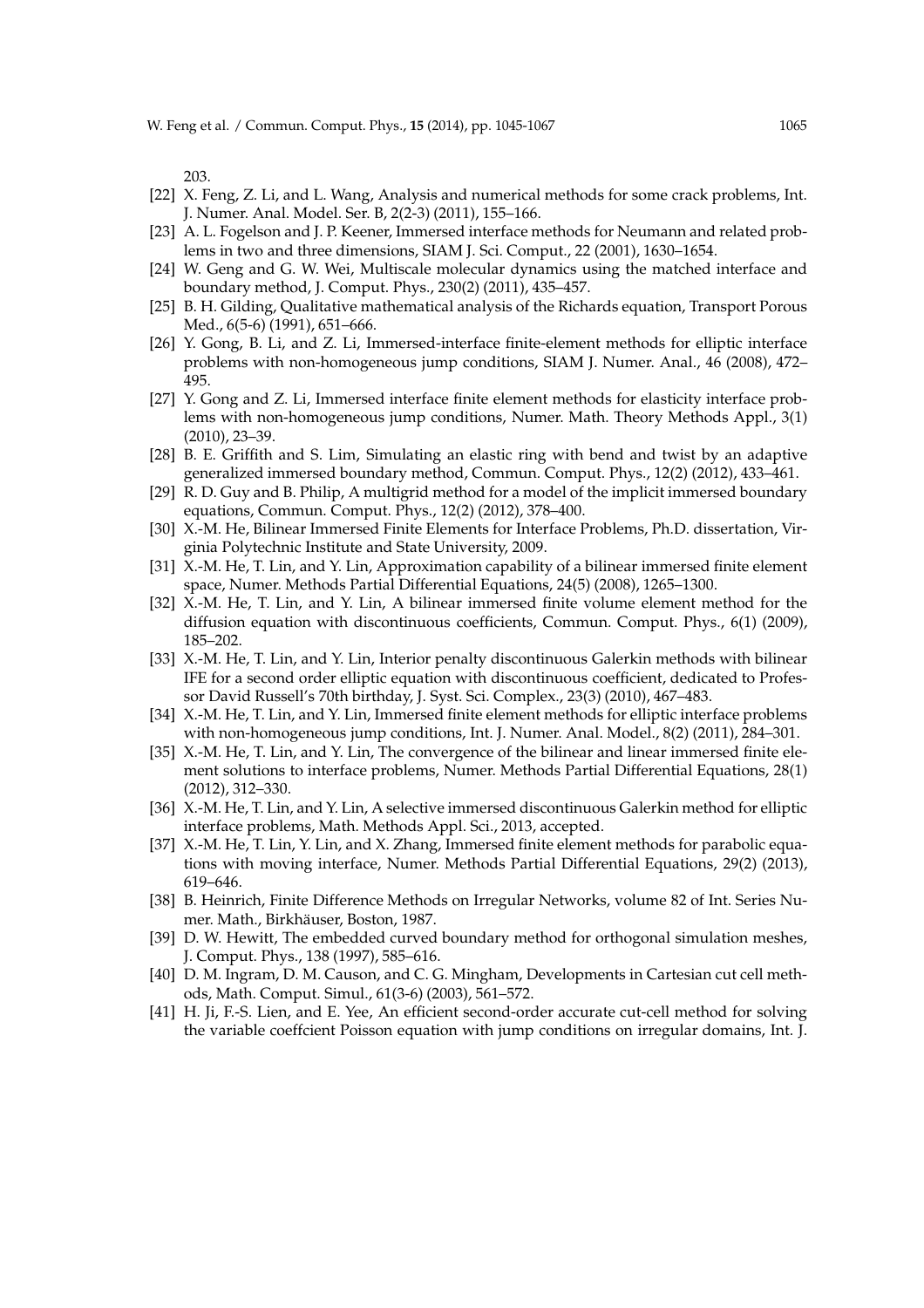203.

[22] X. Feng, Z. Li, and L. Wang, Analysis and numerical methods for some crack problems, Int. J. Numer. Anal. Model. Ser. B, 2(2-3) (2011), 155–166.

[23] A. L. Fogelson and J. P. Keener, Immersed interface methods for Neumann and related problems in two and three dimensions, SIAM J. Sci. Comput., 22 (2001), 1630–1654.

[24] W. Geng and G. W. Wei, Multiscale molecular dynamics using the matched interface and boundary method, J. Comput. Phys., 230(2) (2011), 435–457.

[25] B. H. Gilding, Qualitative mathematical analysis of the Richards equation, Transport Porous Med., 6(5-6) (1991), 651–666.

[26] Y. Gong, B. Li, and Z. Li, Immersed-interface finite-element methods for elliptic interface problems with non-homogeneous jump conditions, SIAM J. Numer. Anal., 46 (2008), 472–495.

[27] Y. Gong and Z. Li, Immersed interface finite element methods for elasticity interface problems with non-homogeneous jump conditions, Numer. Math. Theory Methods Appl., 3(1) (2010), 23–39.

[28] B. E. Griffith and S. Lim, Simulating an elastic ring with bend and twist by an adaptive generalized immersed boundary method, Commun. Comput. Phys., 12(2) (2012), 433–461.

[29] R. D. Guy and B. Philip, A multigrid method for a model of the implicit immersed boundary equations, Commun. Comput. Phys., 12(2) (2012), 378–400.

[30] X.-M. He, Bilinear Immersed Finite Elements for Interface Problems, Ph.D. dissertation, Virginia Polytechnic Institute and State University, 2009.

[31] X.-M. He, T. Lin, and Y. Lin, Approximation capability of a bilinear immersed finite element space, Numer. Methods Partial Differential Equations, 24(5) (2008), 1265–1300.

[32] X.-M. He, T. Lin, and Y. Lin, A bilinear immersed finite volume element method for the diffusion equation with discontinuous coefficients, Commun. Comput. Phys., 6(1) (2009), 185–202.

[33] X.-M. He, T. Lin, and Y. Lin, Interior penalty discontinuous Galerkin methods with bilinear IFE for a second order elliptic equation with discontinuous coefficient, dedicated to Professor David Russell's 70th birthday, J. Syst. Sci. Complex., 23(3) (2010), 467–483.

[34] X.-M. He, T. Lin, and Y. Lin, Immersed finite element methods for elliptic interface problems with non-homogeneous jump conditions, Int. J. Numer. Anal. Model., 8(2) (2011), 284–301.

[35] X.-M. He, T. Lin, and Y. Lin, The convergence of the bilinear and linear immersed finite element solutions to interface problems, Numer. Methods Partial Differential Equations, 28(1) (2012), 312–330.

[36] X.-M. He, T. Lin, and Y. Lin, A selective immersed discontinuous Galerkin method for elliptic interface problems, Math. Methods Appl. Sci., 2013, accepted.

[37] X.-M. He, T. Lin, Y. Lin, and X. Zhang, Immersed finite element methods for parabolic equations with moving interface, Numer. Methods Partial Differential Equations, 29(2) (2013), 619–646.

[38] B. Heinrich, Finite Difference Methods on Irregular Networks, volume 82 of Int. Series Numer. Math., Birkhäuser, Boston, 1987.

[39] D. W. Hewitt, The embedded curved boundary method for orthogonal simulation meshes, J. Comput. Phys., 138 (1997), 585–616.

[40] D. M. Ingram, D. M. Causon, and C. G. Mingham, Developments in Cartesian cut cell methods, Math. Comput. Simul., 61(3-6) (2003), 561–572.

[41] H. Ji, F.-S. Lien, and E. Yee, An efficient second-order accurate cut-cell method for solving the variable coeffcient Poisson equation with jump conditions on irregular domains, Int. J.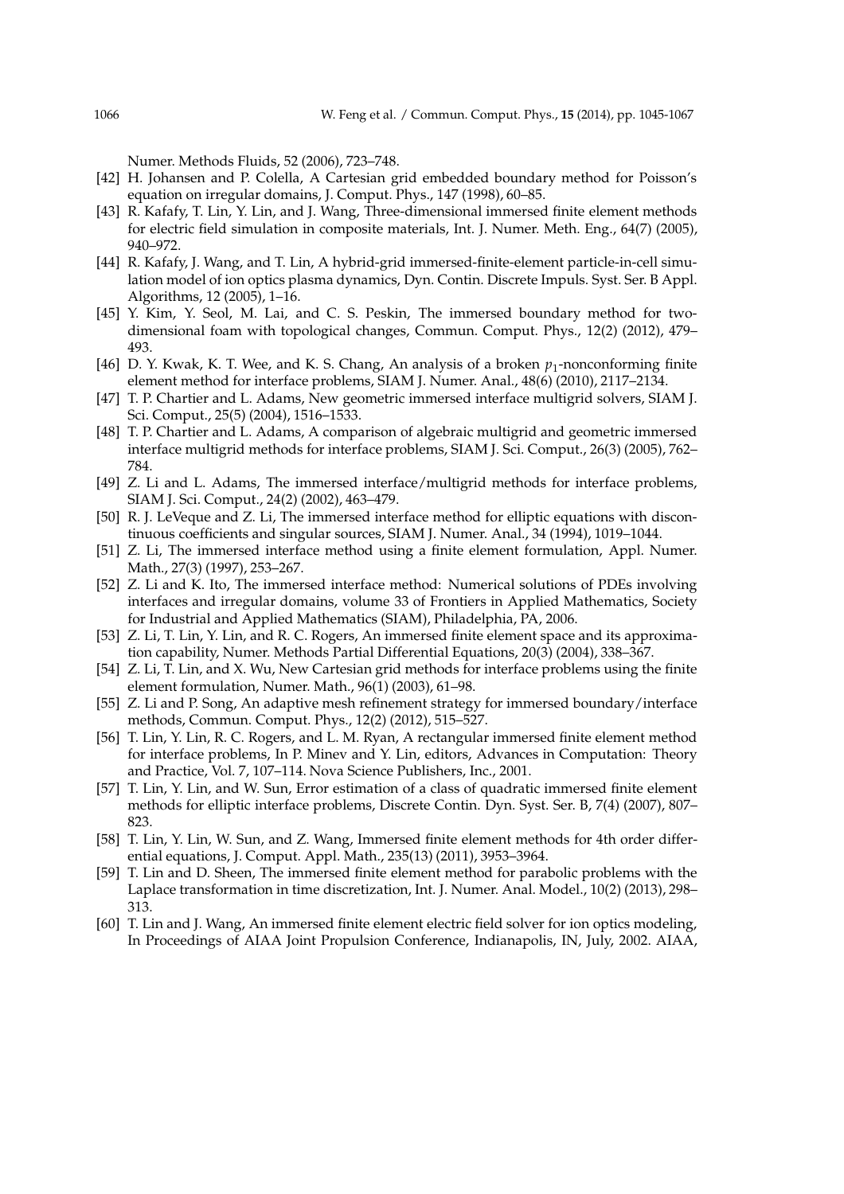Numer. Methods Fluids, 52 (2006), 723–748.

[42] H. Johansen and P. Colella, A Cartesian grid embedded boundary method for Poisson's equation on irregular domains, J. Comput. Phys., 147 (1998), 60–85.

[43] R. Kafafy, T. Lin, Y. Lin, and J. Wang, Three-dimensional immersed finite element methods for electric field simulation in composite materials, Int. J. Numer. Meth. Eng., 64(7) (2005), 940–972.

[44] R. Kafafy, J. Wang, and T. Lin, A hybrid-grid immersed-finite-element particle-in-cell simulation model of ion optics plasma dynamics, Dyn. Contin. Discrete Impuls. Syst. Ser. B Appl. Algorithms, 12 (2005), 1–16.

[45] Y. Kim, Y. Seol, M. Lai, and C. S. Peskin, The immersed boundary method for two-dimensional foam with topological changes, Commun. Comput. Phys., 12(2) (2012), 479–493.

[46] D. Y. Kwak, K. T. Wee, and K. S. Chang, An analysis of a broken $p_1$-nonconforming finite element method for interface problems, SIAM J. Numer. Anal., 48(6) (2010), 2117–2134.

[47] T. P. Chartier and L. Adams, New geometric immersed interface multigrid solvers, SIAM J. Sci. Comput., 25(5) (2004), 1516–1533.

[48] T. P. Chartier and L. Adams, A comparison of algebraic multigrid and geometric immersed interface multigrid methods for interface problems, SIAM J. Sci. Comput., 26(3) (2005), 762–784.

[49] Z. Li and L. Adams, The immersed interface/multigrid methods for interface problems, SIAM J. Sci. Comput., 24(2) (2002), 463–479.

[50] R. J. LeVeque and Z. Li, The immersed interface method for elliptic equations with discontinuous coefficients and singular sources, SIAM J. Numer. Anal., 34 (1994), 1019–1044.

[51] Z. Li, The immersed interface method using a finite element formulation, Appl. Numer. Math., 27(3) (1997), 253–267.

[52] Z. Li and K. Ito, The immersed interface method: Numerical solutions of PDEs involving interfaces and irregular domains, volume 33 of Frontiers in Applied Mathematics, Society for Industrial and Applied Mathematics (SIAM), Philadelphia, PA, 2006.

[53] Z. Li, T. Lin, Y. Lin, and R. C. Rogers, An immersed finite element space and its approximation capability, Numer. Methods Partial Differential Equations, 20(3) (2004), 338–367.

[54] Z. Li, T. Lin, and X. Wu, New Cartesian grid methods for interface problems using the finite element formulation, Numer. Math., 96(1) (2003), 61–98.

[55] Z. Li and P. Song, An adaptive mesh refinement strategy for immersed boundary/interface methods, Commun. Comput. Phys., 12(2) (2012), 515–527.

[56] T. Lin, Y. Lin, R. C. Rogers, and L. M. Ryan, A rectangular immersed finite element method for interface problems, In P. Minev and Y. Lin, editors, Advances in Computation: Theory and Practice, Vol. 7, 107–114. Nova Science Publishers, Inc., 2001.

[57] T. Lin, Y. Lin, and W. Sun, Error estimation of a class of quadratic immersed finite element methods for elliptic interface problems, Discrete Contin. Dyn. Syst. Ser. B, 7(4) (2007), 807–823.

[58] T. Lin, Y. Lin, W. Sun, and Z. Wang, Immersed finite element methods for 4th order differential equations, J. Comput. Appl. Math., 235(13) (2011), 3953–3964.

[59] T. Lin and D. Sheen, The immersed finite element method for parabolic problems with the Laplace transformation in time discretization, Int. J. Numer. Anal. Model., 10(2) (2013), 298–313.

[60] T. Lin and J. Wang, An immersed finite element electric field solver for ion optics modeling, In Proceedings of AIAA Joint Propulsion Conference, Indianapolis, IN, July, 2002. AIAA,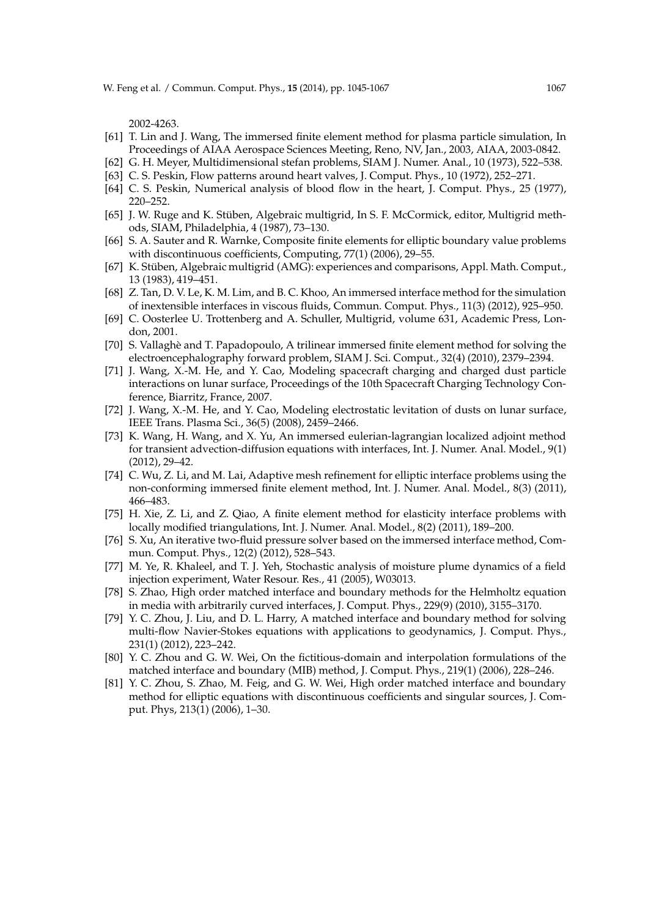2002-4263.

[61] T. Lin and J. Wang, The immersed finite element method for plasma particle simulation, In Proceedings of AIAA Aerospace Sciences Meeting, Reno, NV, Jan., 2003, AIAA, 2003-0842.

[62] G. H. Meyer, Multidimensional stefan problems, SIAM J. Numer. Anal., 10 (1973), 522–538.

[63] C. S. Peskin, Flow patterns around heart valves, J. Comput. Phys., 10 (1972), 252–271.

[64] C. S. Peskin, Numerical analysis of blood flow in the heart, J. Comput. Phys., 25 (1977), 220–252.

[65] J. W. Ruge and K. Stüben, Algebraic multigrid, In S. F. McCormick, editor, Multigrid methods, SIAM, Philadelphia, 4 (1987), 73–130.

[66] S. A. Sauter and R. Warnke, Composite finite elements for elliptic boundary value problems with discontinuous coefficients, Computing, 77(1) (2006), 29–55.

[67] K. Stüben, Algebraic multigrid (AMG): experiences and comparisons, Appl. Math. Comput., 13 (1983), 419–451.

[68] Z. Tan, D. V. Le, K. M. Lim, and B. C. Khoo, An immersed interface method for the simulation of inextensible interfaces in viscous fluids, Commun. Comput. Phys., 11(3) (2012), 925–950.

[69] C. Oosterlee U. Trottenberg and A. Schuller, Multigrid, volume 631, Academic Press, London, 2001.

[70] S. Vallaghè and T. Papadopoulo, A trilinear immersed finite element method for solving the electroencephalography forward problem, SIAM J. Sci. Comput., 32(4) (2010), 2379–2394.

[71] J. Wang, X.-M. He, and Y. Cao, Modeling spacecraft charging and charged dust particle interactions on lunar surface, Proceedings of the 10th Spacecraft Charging Technology Conference, Biarritz, France, 2007.

[72] J. Wang, X.-M. He, and Y. Cao, Modeling electrostatic levitation of dusts on lunar surface, IEEE Trans. Plasma Sci., 36(5) (2008), 2459–2466.

[73] K. Wang, H. Wang, and X. Yu, An immersed eulerian-lagrangian localized adjoint method for transient advection-diffusion equations with interfaces, Int. J. Numer. Anal. Model., 9(1) (2012), 29–42.

[74] C. Wu, Z. Li, and M. Lai, Adaptive mesh refinement for elliptic interface problems using the non-conforming immersed finite element method, Int. J. Numer. Anal. Model., 8(3) (2011), 466–483.

[75] H. Xie, Z. Li, and Z. Qiao, A finite element method for elasticity interface problems with locally modified triangulations, Int. J. Numer. Anal. Model., 8(2) (2011), 189–200.

[76] S. Xu, An iterative two-fluid pressure solver based on the immersed interface method, Commun. Comput. Phys., 12(2) (2012), 528–543.

[77] M. Ye, R. Khaleel, and T. J. Yeh, Stochastic analysis of moisture plume dynamics of a field injection experiment, Water Resour. Res., 41 (2005), W03013.

[78] S. Zhao, High order matched interface and boundary methods for the Helmholtz equation in media with arbitrarily curved interfaces, J. Comput. Phys., 229(9) (2010), 3155–3170.

[79] Y. C. Zhou, J. Liu, and D. L. Harry, A matched interface and boundary method for solving multi-flow Navier-Stokes equations with applications to geodynamics, J. Comput. Phys., 231(1) (2012), 223–242.

[80] Y. C. Zhou and G. W. Wei, On the fictitious-domain and interpolation formulations of the matched interface and boundary (MIB) method, J. Comput. Phys., 219(1) (2006), 228–246.

[81] Y. C. Zhou, S. Zhao, M. Feig, and G. W. Wei, High order matched interface and boundary method for elliptic equations with discontinuous coefficients and singular sources, J. Comput. Phys, 213(1) (2006), 1–30.